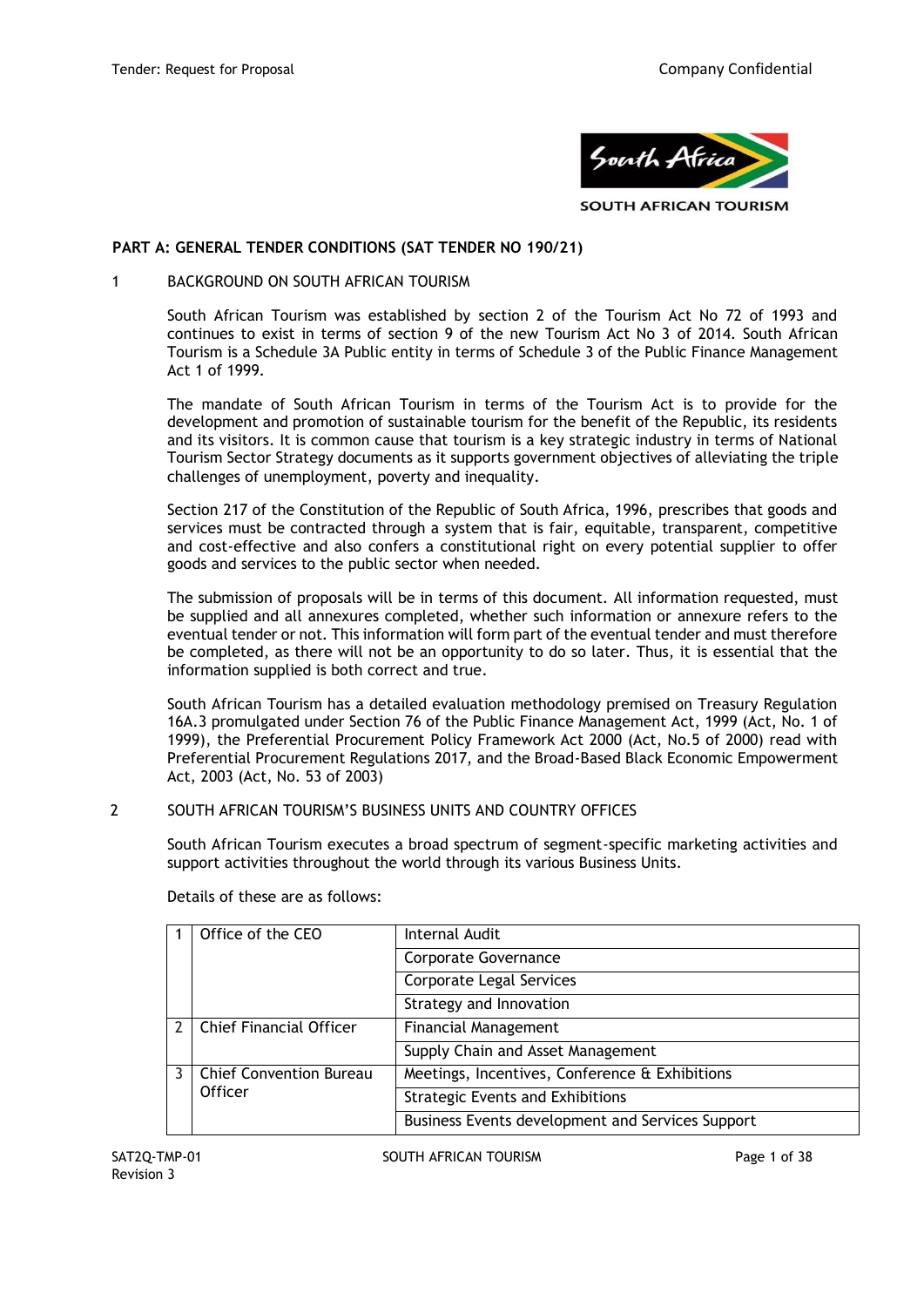## PART A: GENERAL TENDER CONDITIONS (SAT TENDER NO 190/21)

### 1 BACKGROUND ON SOUTH AFRICAN TOURISM

South African Tourism was established by section 2 of the Tourism Act No 72 of 1993 and continues to exist in terms of section 9 of the new Tourism Act No 3 of 2014. South African Tourism is a Schedule 3A Public entity in terms of Schedule 3 of the Public Finance Management Act 1 of 1999.

The mandate of South African Tourism in terms of the Tourism Act is to provide for the development and promotion of sustainable tourism for the benefit of the Republic, its residents and its visitors. It is common cause that tourism is a key strategic industry in terms of National Tourism Sector Strategy documents as it supports government objectives of alleviating the triple challenges of unemployment, poverty and inequality.

Section 217 of the Constitution of the Republic of South Africa, 1996, prescribes that goods and services must be contracted through a system that is fair, equitable, transparent, competitive and cost-effective and also confers a constitutional right on every potential supplier to offer goods and services to the public sector when needed.

The submission of proposals will be in terms of this document. All information requested, must be supplied and all annexures completed, whether such information or annexure refers to the eventual tender or not. This information will form part of the eventual tender and must therefore be completed, as there will not be an opportunity to do so later. Thus, it is essential that the information supplied is both correct and true.

South African Tourism has a detailed evaluation methodology premised on Treasury Regulation 16A.3 promulgated under Section 76 of the Public Finance Management Act, 1999 (Act, No. 1 of 1999), the Preferential Procurement Policy Framework Act 2000 (Act, No.5 of 2000) read with Preferential Procurement Regulations 2017, and the Broad-Based Black Economic Empowerment Act, 2003 (Act, No. 53 of 2003)

### 2 SOUTH AFRICAN TOURISM'S BUSINESS UNITS AND COUNTRY OFFICES

South African Tourism executes a broad spectrum of segment-specific marketing activities and support activities throughout the world through its various Business Units.

Details of these are as follows:

| | | |
|---|---|---|
| 1 | Office of the CEO | Internal Audit |
| | | Corporate Governance |
| | | Corporate Legal Services |
| | | Strategy and Innovation |
| 2 | Chief Financial Officer | Financial Management |
| | | Supply Chain and Asset Management |
| 3 | Chief Convention Bureau Officer | Meetings, Incentives, Conference & Exhibitions |
| | | Strategic Events and Exhibitions |
| | | Business Events development and Services Support |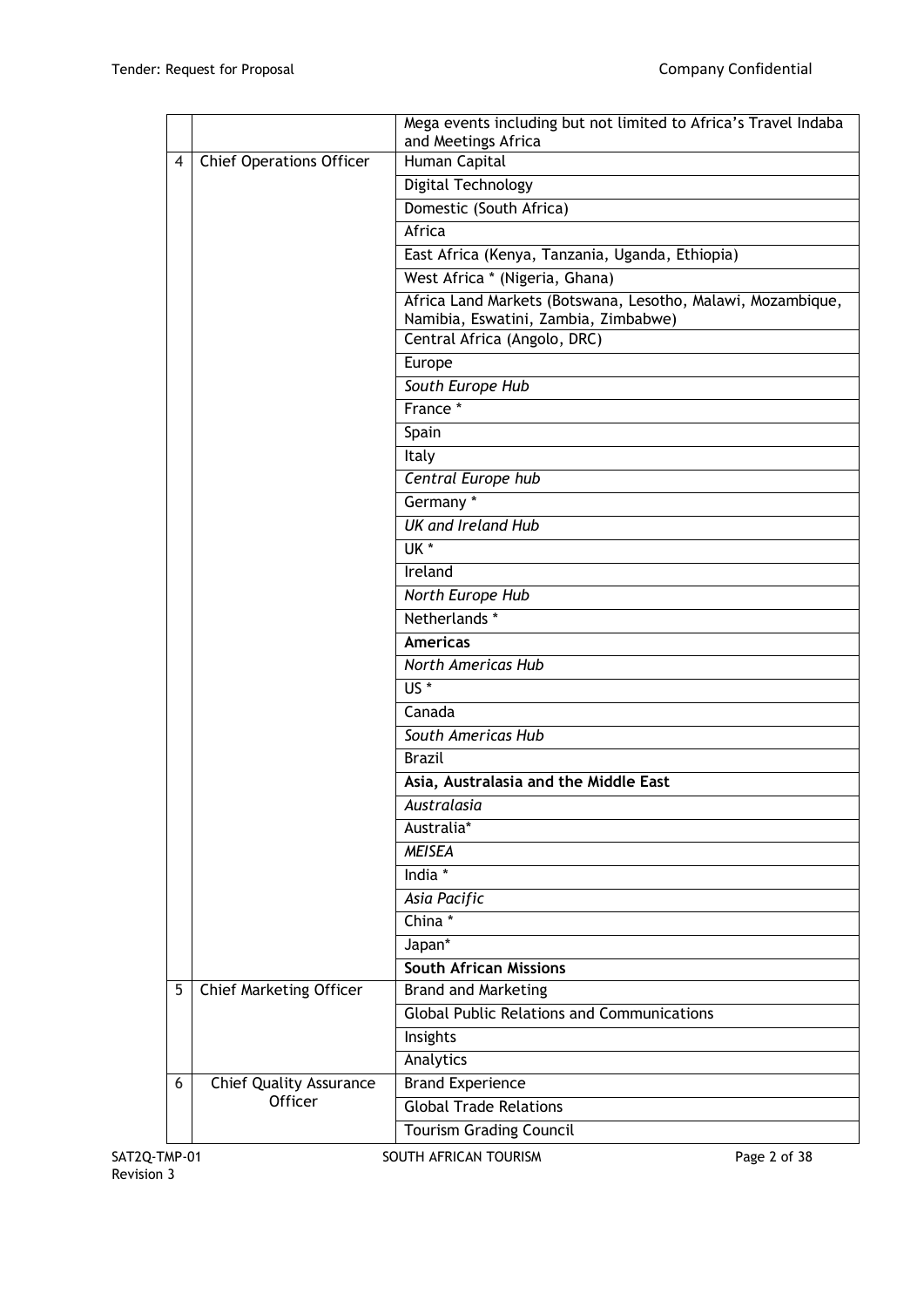| | | |
|---|---|---|
| | | Mega events including but not limited to Africa's Travel Indaba and Meetings Africa |
| 4 | Chief Operations Officer | Human Capital |
| | | Digital Technology |
| | | Domestic (South Africa) |
| | | Africa |
| | | East Africa (Kenya, Tanzania, Uganda, Ethiopia) |
| | | West Africa * (Nigeria, Ghana) |
| | | Africa Land Markets (Botswana, Lesotho, Malawi, Mozambique, Namibia, Eswatini, Zambia, Zimbabwe) |
| | | Central Africa (Angolo, DRC) |
| | | Europe |
| | | *South Europe Hub* |
| | | France * |
| | | Spain |
| | | Italy |
| | | *Central Europe hub* |
| | | Germany * |
| | | *UK and Ireland Hub* |
| | | UK * |
| | | Ireland |
| | | *North Europe Hub* |
| | | Netherlands * |
| | | **Americas** |
| | | *North Americas Hub* |
| | | US * |
| | | Canada |
| | | *South Americas Hub* |
| | | Brazil |
| | | **Asia, Australasia and the Middle East** |
| | | *Australasia* |
| | | Australia* |
| | | *MEISEA* |
| | | India * |
| | | *Asia Pacific* |
| | | China * |
| | | Japan* |
| | | **South African Missions** |
| 5 | Chief Marketing Officer | Brand and Marketing |
| | | Global Public Relations and Communications |
| | | Insights |
| | | Analytics |
| 6 | Chief Quality Assurance Officer | Brand Experience |
| | | Global Trade Relations |
| | | Tourism Grading Council |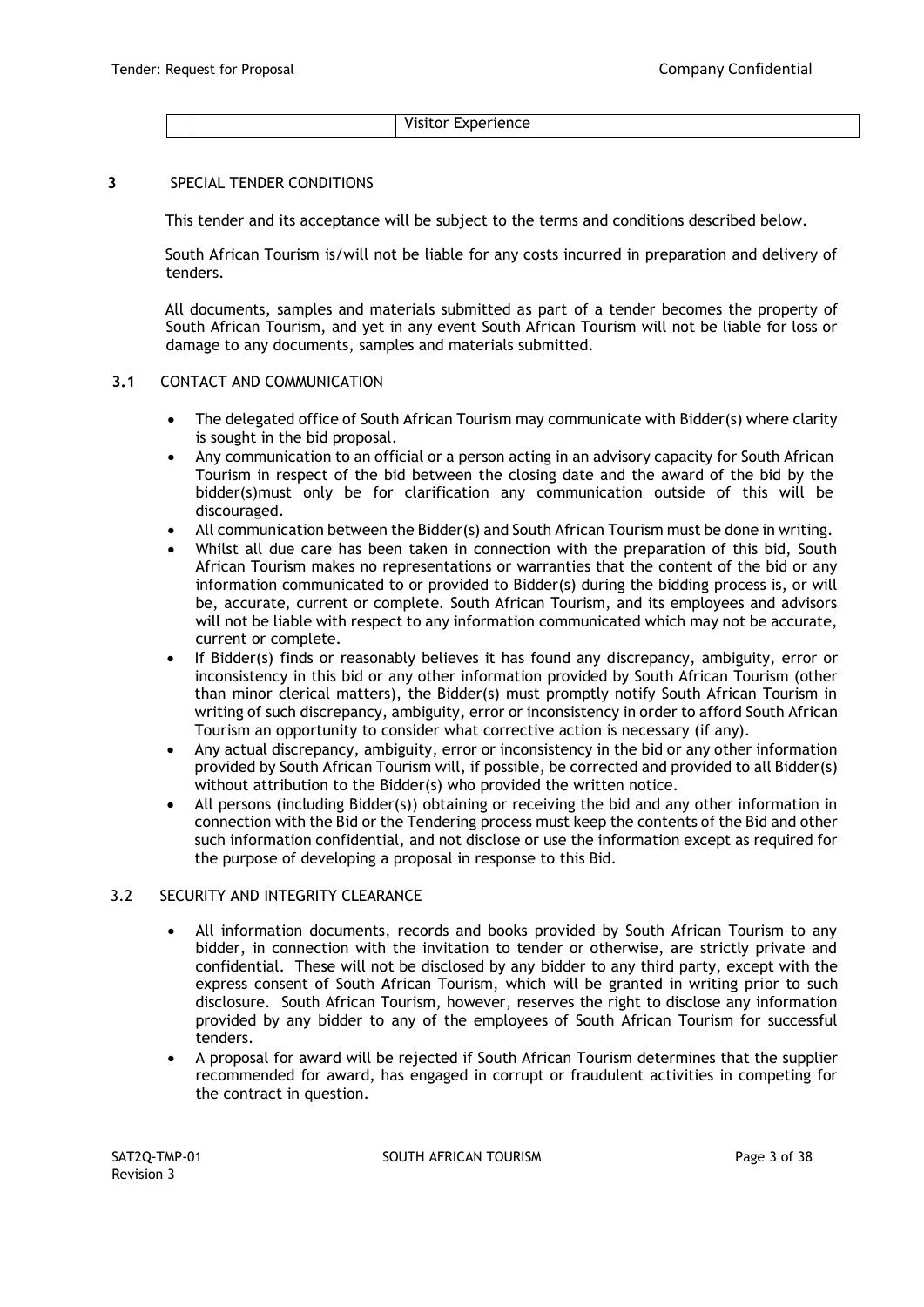|  |  | Visitor Experience |
| --- | --- | --- |

## 3 SPECIAL TENDER CONDITIONS

This tender and its acceptance will be subject to the terms and conditions described below.

South African Tourism is/will not be liable for any costs incurred in preparation and delivery of tenders.

All documents, samples and materials submitted as part of a tender becomes the property of South African Tourism, and yet in any event South African Tourism will not be liable for loss or damage to any documents, samples and materials submitted.

### 3.1 CONTACT AND COMMUNICATION

- The delegated office of South African Tourism may communicate with Bidder(s) where clarity is sought in the bid proposal.
- Any communication to an official or a person acting in an advisory capacity for South African Tourism in respect of the bid between the closing date and the award of the bid by the bidder(s)must only be for clarification any communication outside of this will be discouraged.
- All communication between the Bidder(s) and South African Tourism must be done in writing.
- Whilst all due care has been taken in connection with the preparation of this bid, South African Tourism makes no representations or warranties that the content of the bid or any information communicated to or provided to Bidder(s) during the bidding process is, or will be, accurate, current or complete. South African Tourism, and its employees and advisors will not be liable with respect to any information communicated which may not be accurate, current or complete.
- If Bidder(s) finds or reasonably believes it has found any discrepancy, ambiguity, error or inconsistency in this bid or any other information provided by South African Tourism (other than minor clerical matters), the Bidder(s) must promptly notify South African Tourism in writing of such discrepancy, ambiguity, error or inconsistency in order to afford South African Tourism an opportunity to consider what corrective action is necessary (if any).
- Any actual discrepancy, ambiguity, error or inconsistency in the bid or any other information provided by South African Tourism will, if possible, be corrected and provided to all Bidder(s) without attribution to the Bidder(s) who provided the written notice.
- All persons (including Bidder(s)) obtaining or receiving the bid and any other information in connection with the Bid or the Tendering process must keep the contents of the Bid and other such information confidential, and not disclose or use the information except as required for the purpose of developing a proposal in response to this Bid.

### 3.2 SECURITY AND INTEGRITY CLEARANCE

- All information documents, records and books provided by South African Tourism to any bidder, in connection with the invitation to tender or otherwise, are strictly private and confidential. These will not be disclosed by any bidder to any third party, except with the express consent of South African Tourism, which will be granted in writing prior to such disclosure. South African Tourism, however, reserves the right to disclose any information provided by any bidder to any of the employees of South African Tourism for successful tenders.
- A proposal for award will be rejected if South African Tourism determines that the supplier recommended for award, has engaged in corrupt or fraudulent activities in competing for the contract in question.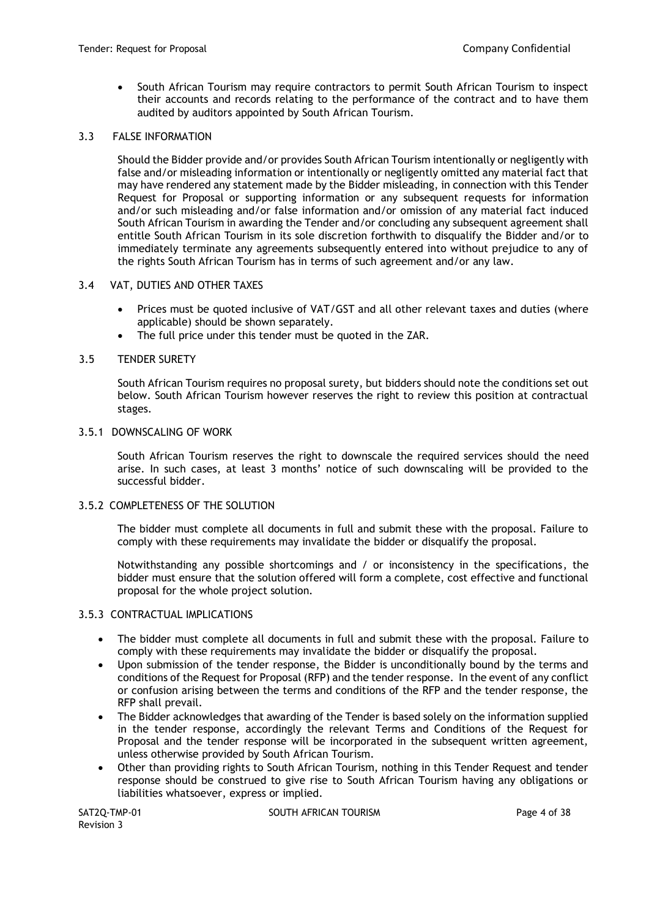- South African Tourism may require contractors to permit South African Tourism to inspect their accounts and records relating to the performance of the contract and to have them audited by auditors appointed by South African Tourism.

### 3.3 FALSE INFORMATION

Should the Bidder provide and/or provides South African Tourism intentionally or negligently with false and/or misleading information or intentionally or negligently omitted any material fact that may have rendered any statement made by the Bidder misleading, in connection with this Tender Request for Proposal or supporting information or any subsequent requests for information and/or such misleading and/or false information and/or omission of any material fact induced South African Tourism in awarding the Tender and/or concluding any subsequent agreement shall entitle South African Tourism in its sole discretion forthwith to disqualify the Bidder and/or to immediately terminate any agreements subsequently entered into without prejudice to any of the rights South African Tourism has in terms of such agreement and/or any law.

### 3.4 VAT, DUTIES AND OTHER TAXES

- Prices must be quoted inclusive of VAT/GST and all other relevant taxes and duties (where applicable) should be shown separately.
- The full price under this tender must be quoted in the ZAR.

### 3.5 TENDER SURETY

South African Tourism requires no proposal surety, but bidders should note the conditions set out below. South African Tourism however reserves the right to review this position at contractual stages.

#### 3.5.1 DOWNSCALING OF WORK

South African Tourism reserves the right to downscale the required services should the need arise. In such cases, at least 3 months' notice of such downscaling will be provided to the successful bidder.

#### 3.5.2 COMPLETENESS OF THE SOLUTION

The bidder must complete all documents in full and submit these with the proposal. Failure to comply with these requirements may invalidate the bidder or disqualify the proposal.

Notwithstanding any possible shortcomings and / or inconsistency in the specifications, the bidder must ensure that the solution offered will form a complete, cost effective and functional proposal for the whole project solution.

#### 3.5.3 CONTRACTUAL IMPLICATIONS

- The bidder must complete all documents in full and submit these with the proposal. Failure to comply with these requirements may invalidate the bidder or disqualify the proposal.
- Upon submission of the tender response, the Bidder is unconditionally bound by the terms and conditions of the Request for Proposal (RFP) and the tender response. In the event of any conflict or confusion arising between the terms and conditions of the RFP and the tender response, the RFP shall prevail.
- The Bidder acknowledges that awarding of the Tender is based solely on the information supplied in the tender response, accordingly the relevant Terms and Conditions of the Request for Proposal and the tender response will be incorporated in the subsequent written agreement, unless otherwise provided by South African Tourism.
- Other than providing rights to South African Tourism, nothing in this Tender Request and tender response should be construed to give rise to South African Tourism having any obligations or liabilities whatsoever, express or implied.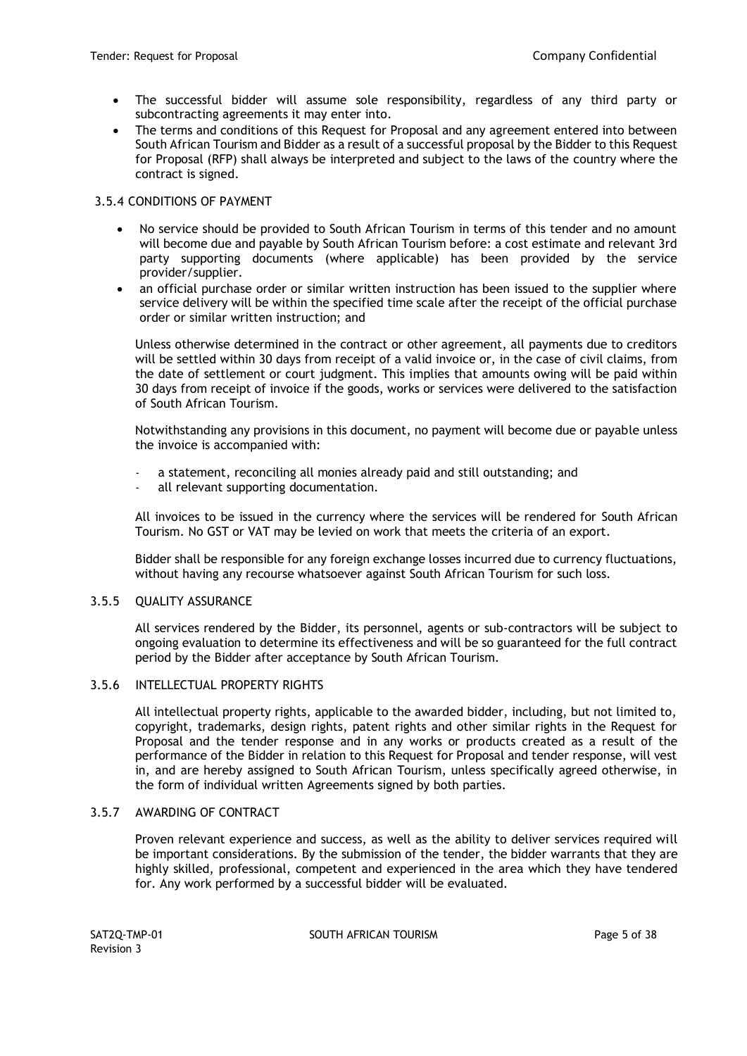- The successful bidder will assume sole responsibility, regardless of any third party or subcontracting agreements it may enter into.
- The terms and conditions of this Request for Proposal and any agreement entered into between South African Tourism and Bidder as a result of a successful proposal by the Bidder to this Request for Proposal (RFP) shall always be interpreted and subject to the laws of the country where the contract is signed.

### 3.5.4 CONDITIONS OF PAYMENT

- No service should be provided to South African Tourism in terms of this tender and no amount will become due and payable by South African Tourism before: a cost estimate and relevant 3rd party supporting documents (where applicable) has been provided by the service provider/supplier.
- an official purchase order or similar written instruction has been issued to the supplier where service delivery will be within the specified time scale after the receipt of the official purchase order or similar written instruction; and

Unless otherwise determined in the contract or other agreement, all payments due to creditors will be settled within 30 days from receipt of a valid invoice or, in the case of civil claims, from the date of settlement or court judgment. This implies that amounts owing will be paid within 30 days from receipt of invoice if the goods, works or services were delivered to the satisfaction of South African Tourism.

Notwithstanding any provisions in this document, no payment will become due or payable unless the invoice is accompanied with:

- a statement, reconciling all monies already paid and still outstanding; and
- all relevant supporting documentation.

All invoices to be issued in the currency where the services will be rendered for South African Tourism. No GST or VAT may be levied on work that meets the criteria of an export.

Bidder shall be responsible for any foreign exchange losses incurred due to currency fluctuations, without having any recourse whatsoever against South African Tourism for such loss.

### 3.5.5 QUALITY ASSURANCE

All services rendered by the Bidder, its personnel, agents or sub-contractors will be subject to ongoing evaluation to determine its effectiveness and will be so guaranteed for the full contract period by the Bidder after acceptance by South African Tourism.

### 3.5.6 INTELLECTUAL PROPERTY RIGHTS

All intellectual property rights, applicable to the awarded bidder, including, but not limited to, copyright, trademarks, design rights, patent rights and other similar rights in the Request for Proposal and the tender response and in any works or products created as a result of the performance of the Bidder in relation to this Request for Proposal and tender response, will vest in, and are hereby assigned to South African Tourism, unless specifically agreed otherwise, in the form of individual written Agreements signed by both parties.

### 3.5.7 AWARDING OF CONTRACT

Proven relevant experience and success, as well as the ability to deliver services required will be important considerations. By the submission of the tender, the bidder warrants that they are highly skilled, professional, competent and experienced in the area which they have tendered for. Any work performed by a successful bidder will be evaluated.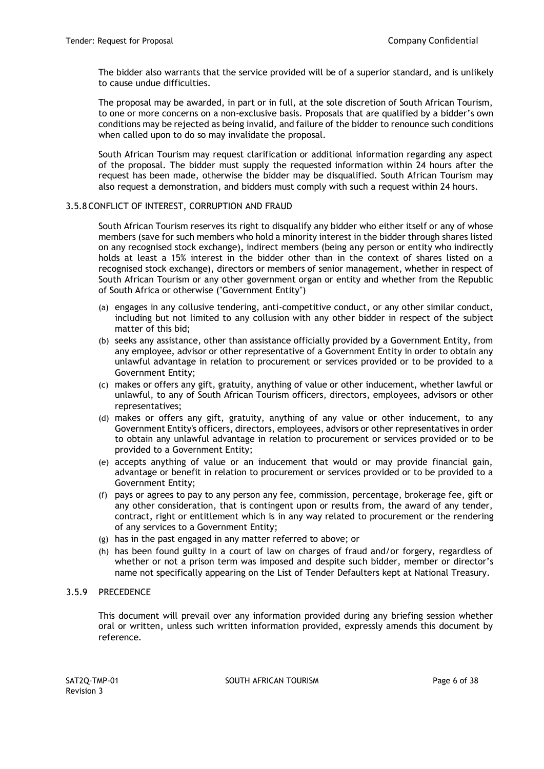The bidder also warrants that the service provided will be of a superior standard, and is unlikely to cause undue difficulties.

The proposal may be awarded, in part or in full, at the sole discretion of South African Tourism, to one or more concerns on a non-exclusive basis. Proposals that are qualified by a bidder's own conditions may be rejected as being invalid, and failure of the bidder to renounce such conditions when called upon to do so may invalidate the proposal.

South African Tourism may request clarification or additional information regarding any aspect of the proposal. The bidder must supply the requested information within 24 hours after the request has been made, otherwise the bidder may be disqualified. South African Tourism may also request a demonstration, and bidders must comply with such a request within 24 hours.

### 3.5.8 CONFLICT OF INTEREST, CORRUPTION AND FRAUD

South African Tourism reserves its right to disqualify any bidder who either itself or any of whose members (save for such members who hold a minority interest in the bidder through shares listed on any recognised stock exchange), indirect members (being any person or entity who indirectly holds at least a 15% interest in the bidder other than in the context of shares listed on a recognised stock exchange), directors or members of senior management, whether in respect of South African Tourism or any other government organ or entity and whether from the Republic of South Africa or otherwise ("Government Entity")

(a) engages in any collusive tendering, anti-competitive conduct, or any other similar conduct, including but not limited to any collusion with any other bidder in respect of the subject matter of this bid;

(b) seeks any assistance, other than assistance officially provided by a Government Entity, from any employee, advisor or other representative of a Government Entity in order to obtain any unlawful advantage in relation to procurement or services provided or to be provided to a Government Entity;

(c) makes or offers any gift, gratuity, anything of value or other inducement, whether lawful or unlawful, to any of South African Tourism officers, directors, employees, advisors or other representatives;

(d) makes or offers any gift, gratuity, anything of any value or other inducement, to any Government Entity's officers, directors, employees, advisors or other representatives in order to obtain any unlawful advantage in relation to procurement or services provided or to be provided to a Government Entity;

(e) accepts anything of value or an inducement that would or may provide financial gain, advantage or benefit in relation to procurement or services provided or to be provided to a Government Entity;

(f) pays or agrees to pay to any person any fee, commission, percentage, brokerage fee, gift or any other consideration, that is contingent upon or results from, the award of any tender, contract, right or entitlement which is in any way related to procurement or the rendering of any services to a Government Entity;

(g) has in the past engaged in any matter referred to above; or

(h) has been found guilty in a court of law on charges of fraud and/or forgery, regardless of whether or not a prison term was imposed and despite such bidder, member or director's name not specifically appearing on the List of Tender Defaulters kept at National Treasury.

### 3.5.9 PRECEDENCE

This document will prevail over any information provided during any briefing session whether oral or written, unless such written information provided, expressly amends this document by reference.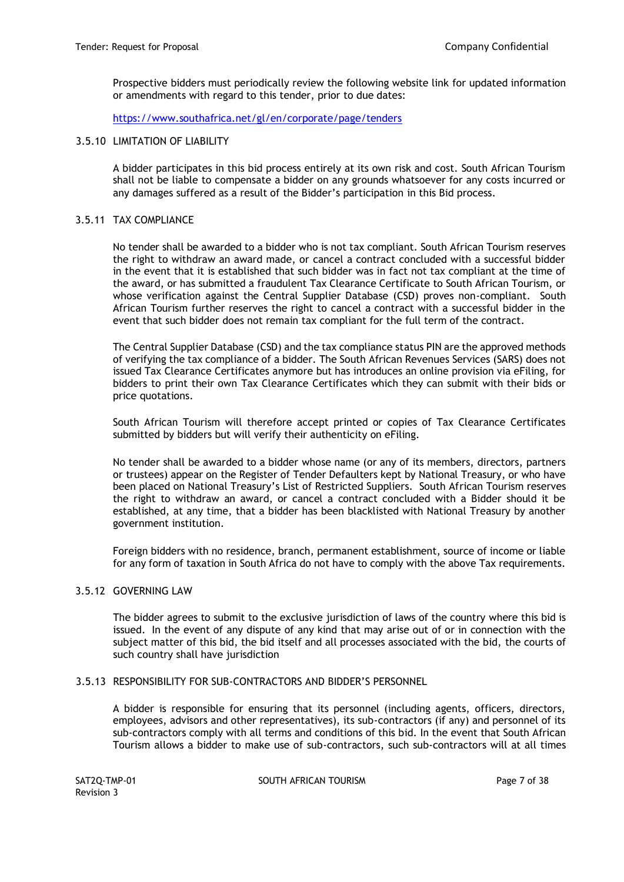Prospective bidders must periodically review the following website link for updated information or amendments with regard to this tender, prior to due dates:

https://www.southafrica.net/gl/en/corporate/page/tenders

### 3.5.10 LIMITATION OF LIABILITY

A bidder participates in this bid process entirely at its own risk and cost. South African Tourism shall not be liable to compensate a bidder on any grounds whatsoever for any costs incurred or any damages suffered as a result of the Bidder's participation in this Bid process.

### 3.5.11 TAX COMPLIANCE

No tender shall be awarded to a bidder who is not tax compliant. South African Tourism reserves the right to withdraw an award made, or cancel a contract concluded with a successful bidder in the event that it is established that such bidder was in fact not tax compliant at the time of the award, or has submitted a fraudulent Tax Clearance Certificate to South African Tourism, or whose verification against the Central Supplier Database (CSD) proves non-compliant. South African Tourism further reserves the right to cancel a contract with a successful bidder in the event that such bidder does not remain tax compliant for the full term of the contract.

The Central Supplier Database (CSD) and the tax compliance status PIN are the approved methods of verifying the tax compliance of a bidder. The South African Revenues Services (SARS) does not issued Tax Clearance Certificates anymore but has introduces an online provision via eFiling, for bidders to print their own Tax Clearance Certificates which they can submit with their bids or price quotations.

South African Tourism will therefore accept printed or copies of Tax Clearance Certificates submitted by bidders but will verify their authenticity on eFiling.

No tender shall be awarded to a bidder whose name (or any of its members, directors, partners or trustees) appear on the Register of Tender Defaulters kept by National Treasury, or who have been placed on National Treasury's List of Restricted Suppliers. South African Tourism reserves the right to withdraw an award, or cancel a contract concluded with a Bidder should it be established, at any time, that a bidder has been blacklisted with National Treasury by another government institution.

Foreign bidders with no residence, branch, permanent establishment, source of income or liable for any form of taxation in South Africa do not have to comply with the above Tax requirements.

### 3.5.12 GOVERNING LAW

The bidder agrees to submit to the exclusive jurisdiction of laws of the country where this bid is issued. In the event of any dispute of any kind that may arise out of or in connection with the subject matter of this bid, the bid itself and all processes associated with the bid, the courts of such country shall have jurisdiction

### 3.5.13 RESPONSIBILITY FOR SUB-CONTRACTORS AND BIDDER'S PERSONNEL

A bidder is responsible for ensuring that its personnel (including agents, officers, directors, employees, advisors and other representatives), its sub-contractors (if any) and personnel of its sub-contractors comply with all terms and conditions of this bid. In the event that South African Tourism allows a bidder to make use of sub-contractors, such sub-contractors will at all times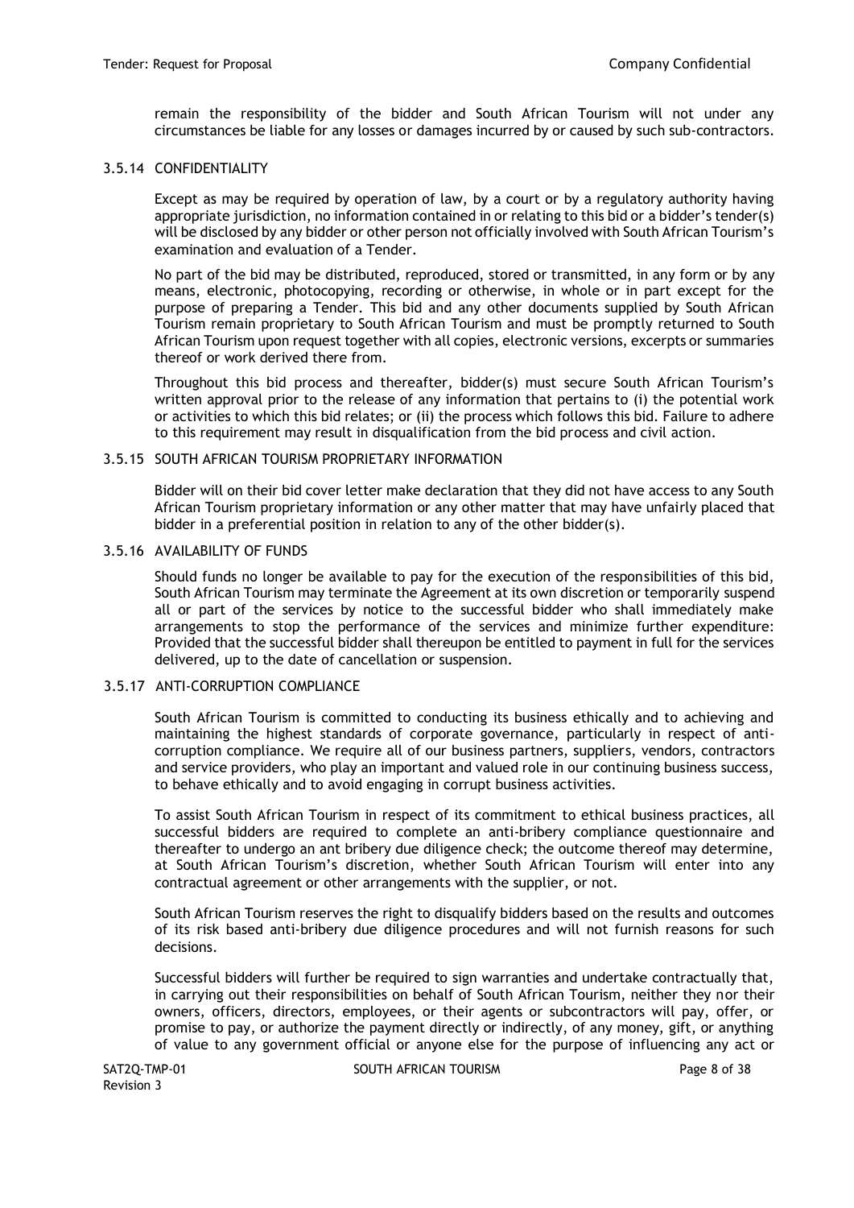remain the responsibility of the bidder and South African Tourism will not under any circumstances be liable for any losses or damages incurred by or caused by such sub-contractors.

### 3.5.14 CONFIDENTIALITY

Except as may be required by operation of law, by a court or by a regulatory authority having appropriate jurisdiction, no information contained in or relating to this bid or a bidder's tender(s) will be disclosed by any bidder or other person not officially involved with South African Tourism's examination and evaluation of a Tender.

No part of the bid may be distributed, reproduced, stored or transmitted, in any form or by any means, electronic, photocopying, recording or otherwise, in whole or in part except for the purpose of preparing a Tender. This bid and any other documents supplied by South African Tourism remain proprietary to South African Tourism and must be promptly returned to South African Tourism upon request together with all copies, electronic versions, excerpts or summaries thereof or work derived there from.

Throughout this bid process and thereafter, bidder(s) must secure South African Tourism's written approval prior to the release of any information that pertains to (i) the potential work or activities to which this bid relates; or (ii) the process which follows this bid. Failure to adhere to this requirement may result in disqualification from the bid process and civil action.

### 3.5.15 SOUTH AFRICAN TOURISM PROPRIETARY INFORMATION

Bidder will on their bid cover letter make declaration that they did not have access to any South African Tourism proprietary information or any other matter that may have unfairly placed that bidder in a preferential position in relation to any of the other bidder(s).

### 3.5.16 AVAILABILITY OF FUNDS

Should funds no longer be available to pay for the execution of the responsibilities of this bid, South African Tourism may terminate the Agreement at its own discretion or temporarily suspend all or part of the services by notice to the successful bidder who shall immediately make arrangements to stop the performance of the services and minimize further expenditure: Provided that the successful bidder shall thereupon be entitled to payment in full for the services delivered, up to the date of cancellation or suspension.

### 3.5.17 ANTI-CORRUPTION COMPLIANCE

South African Tourism is committed to conducting its business ethically and to achieving and maintaining the highest standards of corporate governance, particularly in respect of anti-corruption compliance. We require all of our business partners, suppliers, vendors, contractors and service providers, who play an important and valued role in our continuing business success, to behave ethically and to avoid engaging in corrupt business activities.

To assist South African Tourism in respect of its commitment to ethical business practices, all successful bidders are required to complete an anti-bribery compliance questionnaire and thereafter to undergo an ant bribery due diligence check; the outcome thereof may determine, at South African Tourism's discretion, whether South African Tourism will enter into any contractual agreement or other arrangements with the supplier, or not.

South African Tourism reserves the right to disqualify bidders based on the results and outcomes of its risk based anti-bribery due diligence procedures and will not furnish reasons for such decisions.

Successful bidders will further be required to sign warranties and undertake contractually that, in carrying out their responsibilities on behalf of South African Tourism, neither they nor their owners, officers, directors, employees, or their agents or subcontractors will pay, offer, or promise to pay, or authorize the payment directly or indirectly, of any money, gift, or anything of value to any government official or anyone else for the purpose of influencing any act or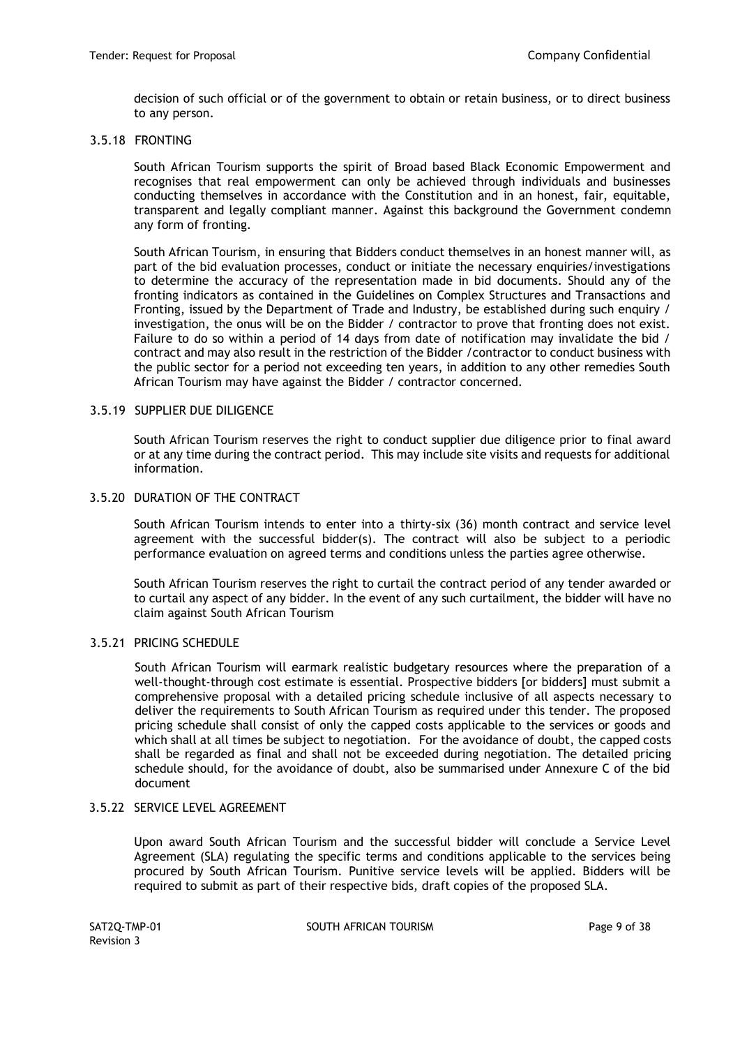decision of such official or of the government to obtain or retain business, or to direct business to any person.

### 3.5.18 FRONTING

South African Tourism supports the spirit of Broad based Black Economic Empowerment and recognises that real empowerment can only be achieved through individuals and businesses conducting themselves in accordance with the Constitution and in an honest, fair, equitable, transparent and legally compliant manner. Against this background the Government condemn any form of fronting.

South African Tourism, in ensuring that Bidders conduct themselves in an honest manner will, as part of the bid evaluation processes, conduct or initiate the necessary enquiries/investigations to determine the accuracy of the representation made in bid documents. Should any of the fronting indicators as contained in the Guidelines on Complex Structures and Transactions and Fronting, issued by the Department of Trade and Industry, be established during such enquiry / investigation, the onus will be on the Bidder / contractor to prove that fronting does not exist. Failure to do so within a period of 14 days from date of notification may invalidate the bid / contract and may also result in the restriction of the Bidder /contractor to conduct business with the public sector for a period not exceeding ten years, in addition to any other remedies South African Tourism may have against the Bidder / contractor concerned.

### 3.5.19 SUPPLIER DUE DILIGENCE

South African Tourism reserves the right to conduct supplier due diligence prior to final award or at any time during the contract period. This may include site visits and requests for additional information.

### 3.5.20 DURATION OF THE CONTRACT

South African Tourism intends to enter into a thirty-six (36) month contract and service level agreement with the successful bidder(s). The contract will also be subject to a periodic performance evaluation on agreed terms and conditions unless the parties agree otherwise.

South African Tourism reserves the right to curtail the contract period of any tender awarded or to curtail any aspect of any bidder. In the event of any such curtailment, the bidder will have no claim against South African Tourism

### 3.5.21 PRICING SCHEDULE

South African Tourism will earmark realistic budgetary resources where the preparation of a well-thought-through cost estimate is essential. Prospective bidders [or bidders] must submit a comprehensive proposal with a detailed pricing schedule inclusive of all aspects necessary to deliver the requirements to South African Tourism as required under this tender. The proposed pricing schedule shall consist of only the capped costs applicable to the services or goods and which shall at all times be subject to negotiation. For the avoidance of doubt, the capped costs shall be regarded as final and shall not be exceeded during negotiation. The detailed pricing schedule should, for the avoidance of doubt, also be summarised under Annexure C of the bid document

### 3.5.22 SERVICE LEVEL AGREEMENT

Upon award South African Tourism and the successful bidder will conclude a Service Level Agreement (SLA) regulating the specific terms and conditions applicable to the services being procured by South African Tourism. Punitive service levels will be applied. Bidders will be required to submit as part of their respective bids, draft copies of the proposed SLA.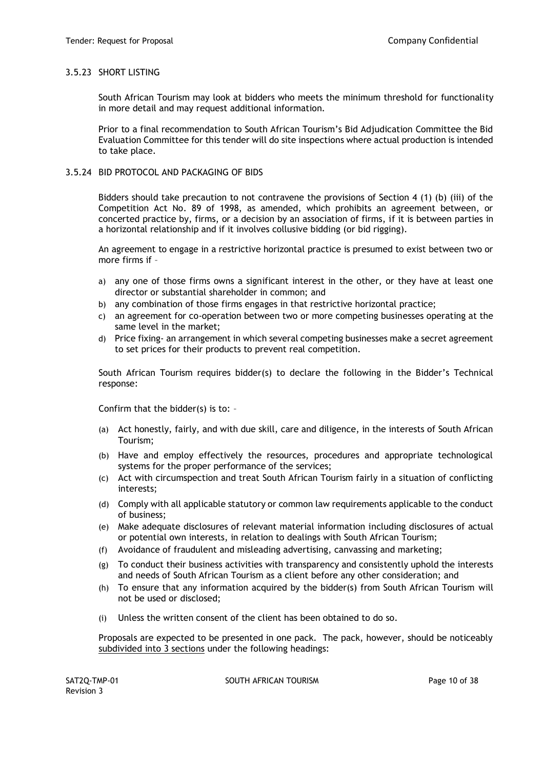### 3.5.23 SHORT LISTING

South African Tourism may look at bidders who meets the minimum threshold for functionality in more detail and may request additional information.

Prior to a final recommendation to South African Tourism's Bid Adjudication Committee the Bid Evaluation Committee for this tender will do site inspections where actual production is intended to take place.

### 3.5.24 BID PROTOCOL AND PACKAGING OF BIDS

Bidders should take precaution to not contravene the provisions of Section 4 (1) (b) (iii) of the Competition Act No. 89 of 1998, as amended, which prohibits an agreement between, or concerted practice by, firms, or a decision by an association of firms, if it is between parties in a horizontal relationship and if it involves collusive bidding (or bid rigging).

An agreement to engage in a restrictive horizontal practice is presumed to exist between two or more firms if –

a) any one of those firms owns a significant interest in the other, or they have at least one director or substantial shareholder in common; and
b) any combination of those firms engages in that restrictive horizontal practice;
c) an agreement for co-operation between two or more competing businesses operating at the same level in the market;
d) Price fixing- an arrangement in which several competing businesses make a secret agreement to set prices for their products to prevent real competition.

South African Tourism requires bidder(s) to declare the following in the Bidder's Technical response:

Confirm that the bidder(s) is to: –

(a) Act honestly, fairly, and with due skill, care and diligence, in the interests of South African Tourism;
(b) Have and employ effectively the resources, procedures and appropriate technological systems for the proper performance of the services;
(c) Act with circumspection and treat South African Tourism fairly in a situation of conflicting interests;
(d) Comply with all applicable statutory or common law requirements applicable to the conduct of business;
(e) Make adequate disclosures of relevant material information including disclosures of actual or potential own interests, in relation to dealings with South African Tourism;
(f) Avoidance of fraudulent and misleading advertising, canvassing and marketing;
(g) To conduct their business activities with transparency and consistently uphold the interests and needs of South African Tourism as a client before any other consideration; and
(h) To ensure that any information acquired by the bidder(s) from South African Tourism will not be used or disclosed;
(i) Unless the written consent of the client has been obtained to do so.

Proposals are expected to be presented in one pack. The pack, however, should be noticeably <u>subdivided into 3 sections</u> under the following headings: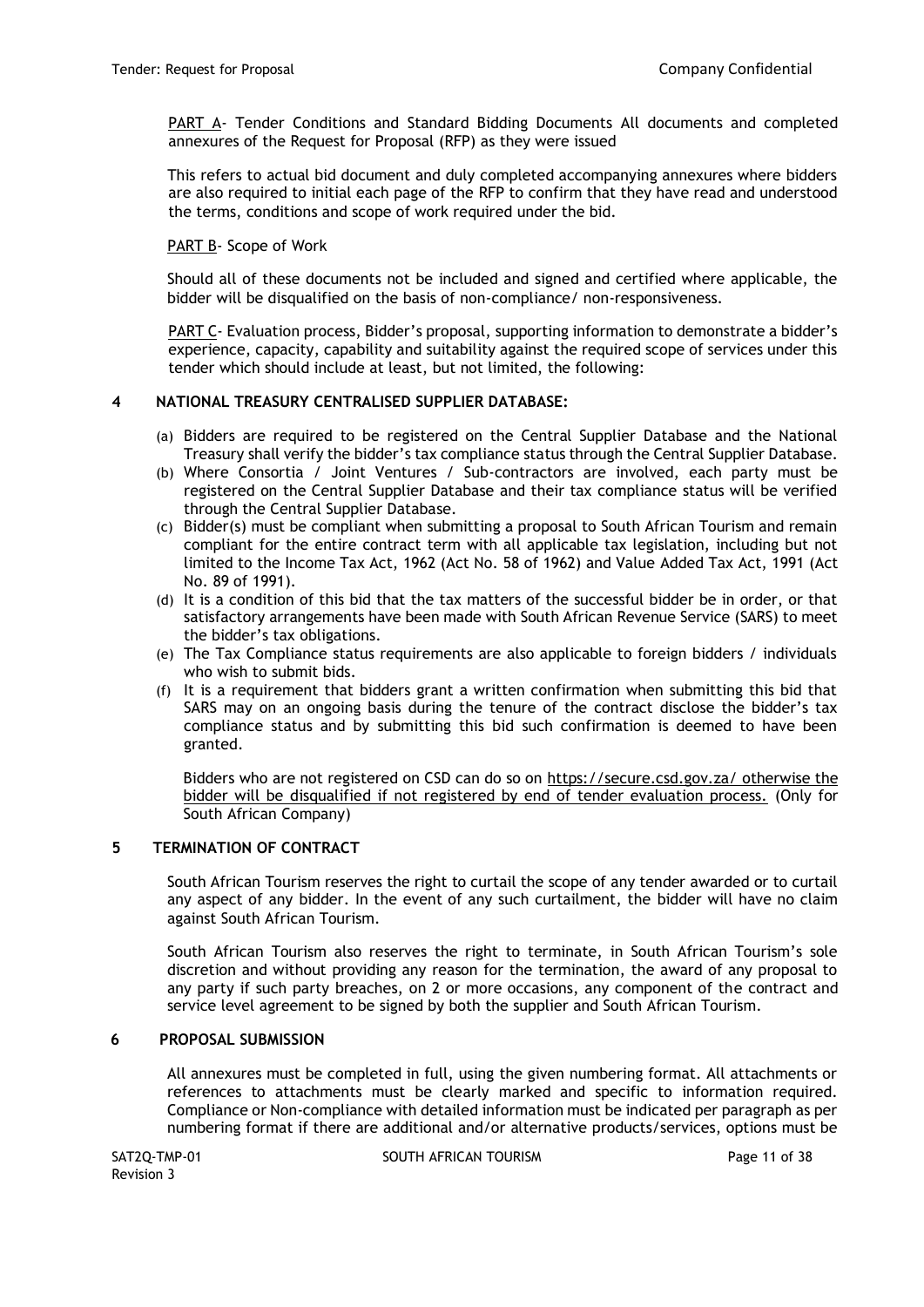<u>PART A</u>- Tender Conditions and Standard Bidding Documents All documents and completed annexures of the Request for Proposal (RFP) as they were issued

This refers to actual bid document and duly completed accompanying annexures where bidders are also required to initial each page of the RFP to confirm that they have read and understood the terms, conditions and scope of work required under the bid.

<u>PART B</u>- Scope of Work

Should all of these documents not be included and signed and certified where applicable, the bidder will be disqualified on the basis of non-compliance/ non-responsiveness.

<u>PART C</u>- Evaluation process, Bidder's proposal, supporting information to demonstrate a bidder's experience, capacity, capability and suitability against the required scope of services under this tender which should include at least, but not limited, the following:

## 4 NATIONAL TREASURY CENTRALISED SUPPLIER DATABASE:

(a) Bidders are required to be registered on the Central Supplier Database and the National Treasury shall verify the bidder's tax compliance status through the Central Supplier Database.
(b) Where Consortia / Joint Ventures / Sub-contractors are involved, each party must be registered on the Central Supplier Database and their tax compliance status will be verified through the Central Supplier Database.
(c) Bidder(s) must be compliant when submitting a proposal to South African Tourism and remain compliant for the entire contract term with all applicable tax legislation, including but not limited to the Income Tax Act, 1962 (Act No. 58 of 1962) and Value Added Tax Act, 1991 (Act No. 89 of 1991).
(d) It is a condition of this bid that the tax matters of the successful bidder be in order, or that satisfactory arrangements have been made with South African Revenue Service (SARS) to meet the bidder's tax obligations.
(e) The Tax Compliance status requirements are also applicable to foreign bidders / individuals who wish to submit bids.
(f) It is a requirement that bidders grant a written confirmation when submitting this bid that SARS may on an ongoing basis during the tenure of the contract disclose the bidder's tax compliance status and by submitting this bid such confirmation is deemed to have been granted.

Bidders who are not registered on CSD can do so on <u>https://secure.csd.gov.za/ otherwise the bidder will be disqualified if not registered by end of tender evaluation process.</u> (Only for South African Company)

## 5 TERMINATION OF CONTRACT

South African Tourism reserves the right to curtail the scope of any tender awarded or to curtail any aspect of any bidder. In the event of any such curtailment, the bidder will have no claim against South African Tourism.

South African Tourism also reserves the right to terminate, in South African Tourism's sole discretion and without providing any reason for the termination, the award of any proposal to any party if such party breaches, on 2 or more occasions, any component of the contract and service level agreement to be signed by both the supplier and South African Tourism.

## 6 PROPOSAL SUBMISSION

All annexures must be completed in full, using the given numbering format. All attachments or references to attachments must be clearly marked and specific to information required. Compliance or Non-compliance with detailed information must be indicated per paragraph as per numbering format if there are additional and/or alternative products/services, options must be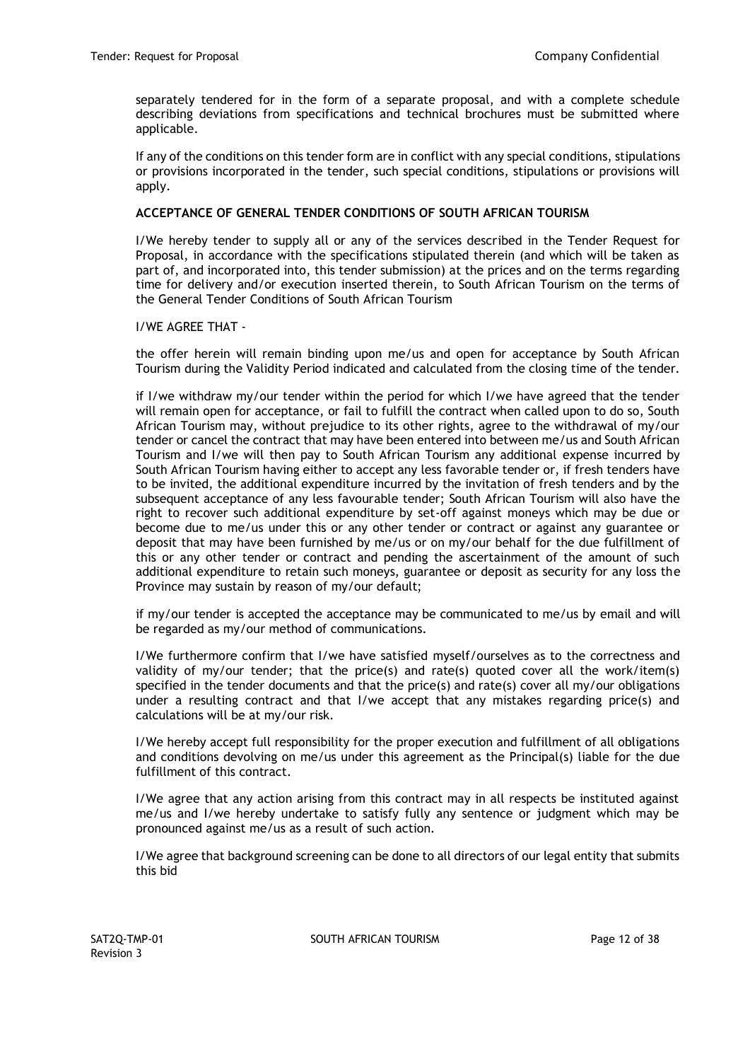separately tendered for in the form of a separate proposal, and with a complete schedule describing deviations from specifications and technical brochures must be submitted where applicable.

If any of the conditions on this tender form are in conflict with any special conditions, stipulations or provisions incorporated in the tender, such special conditions, stipulations or provisions will apply.

**ACCEPTANCE OF GENERAL TENDER CONDITIONS OF SOUTH AFRICAN TOURISM**

I/We hereby tender to supply all or any of the services described in the Tender Request for Proposal, in accordance with the specifications stipulated therein (and which will be taken as part of, and incorporated into, this tender submission) at the prices and on the terms regarding time for delivery and/or execution inserted therein, to South African Tourism on the terms of the General Tender Conditions of South African Tourism

I/WE AGREE THAT -

the offer herein will remain binding upon me/us and open for acceptance by South African Tourism during the Validity Period indicated and calculated from the closing time of the tender.

if I/we withdraw my/our tender within the period for which I/we have agreed that the tender will remain open for acceptance, or fail to fulfill the contract when called upon to do so, South African Tourism may, without prejudice to its other rights, agree to the withdrawal of my/our tender or cancel the contract that may have been entered into between me/us and South African Tourism and I/we will then pay to South African Tourism any additional expense incurred by South African Tourism having either to accept any less favorable tender or, if fresh tenders have to be invited, the additional expenditure incurred by the invitation of fresh tenders and by the subsequent acceptance of any less favourable tender; South African Tourism will also have the right to recover such additional expenditure by set-off against moneys which may be due or become due to me/us under this or any other tender or contract or against any guarantee or deposit that may have been furnished by me/us or on my/our behalf for the due fulfillment of this or any other tender or contract and pending the ascertainment of the amount of such additional expenditure to retain such moneys, guarantee or deposit as security for any loss the Province may sustain by reason of my/our default;

if my/our tender is accepted the acceptance may be communicated to me/us by email and will be regarded as my/our method of communications.

I/We furthermore confirm that I/we have satisfied myself/ourselves as to the correctness and validity of my/our tender; that the price(s) and rate(s) quoted cover all the work/item(s) specified in the tender documents and that the price(s) and rate(s) cover all my/our obligations under a resulting contract and that I/we accept that any mistakes regarding price(s) and calculations will be at my/our risk.

I/We hereby accept full responsibility for the proper execution and fulfillment of all obligations and conditions devolving on me/us under this agreement as the Principal(s) liable for the due fulfillment of this contract.

I/We agree that any action arising from this contract may in all respects be instituted against me/us and I/we hereby undertake to satisfy fully any sentence or judgment which may be pronounced against me/us as a result of such action.

I/We agree that background screening can be done to all directors of our legal entity that submits this bid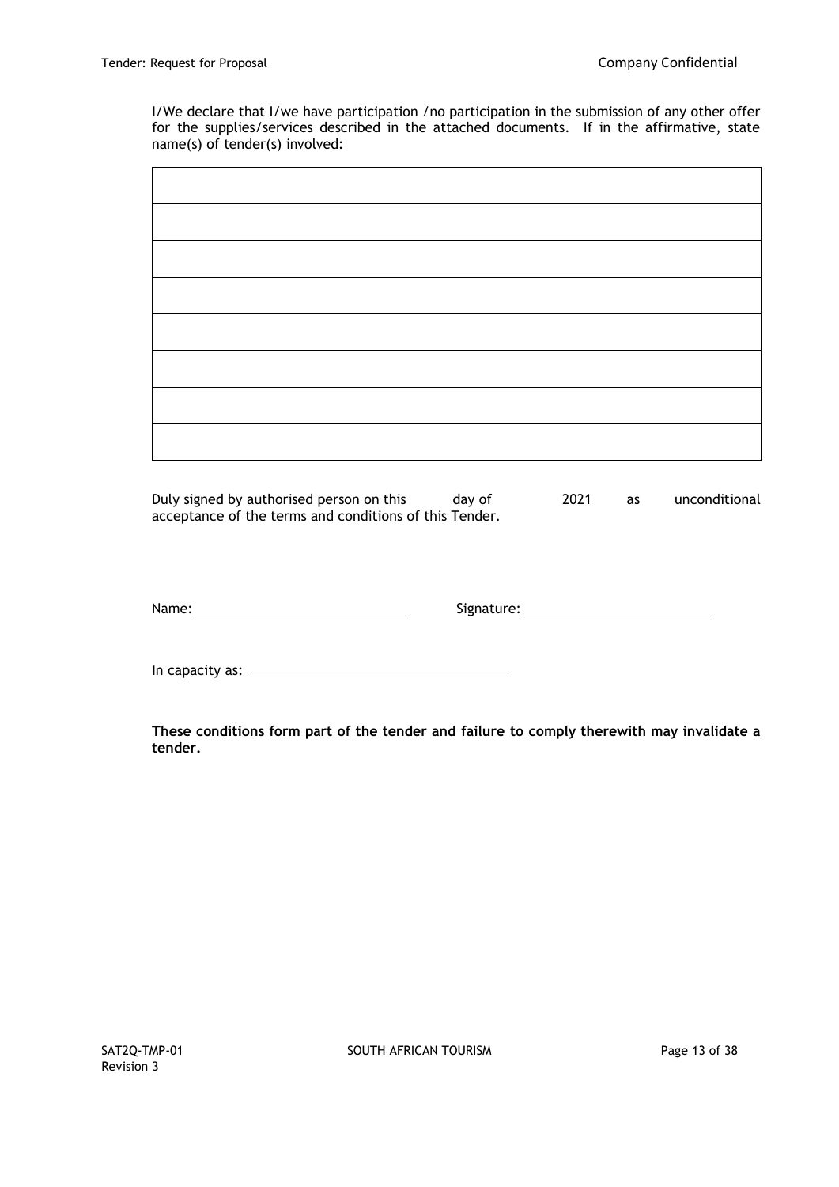I/We declare that I/we have participation /no participation in the submission of any other offer for the supplies/services described in the attached documents. If in the affirmative, state name(s) of tender(s) involved:

| |
|---|
| |
| |
| |
| |
| |
| |
| |
| |

Duly signed by authorised person on this ______ day of ______ 2021 as unconditional acceptance of the terms and conditions of this Tender.

Name: ______________________________ Signature: ______________________________

In capacity as: ______________________________

**These conditions form part of the tender and failure to comply therewith may invalidate a tender.**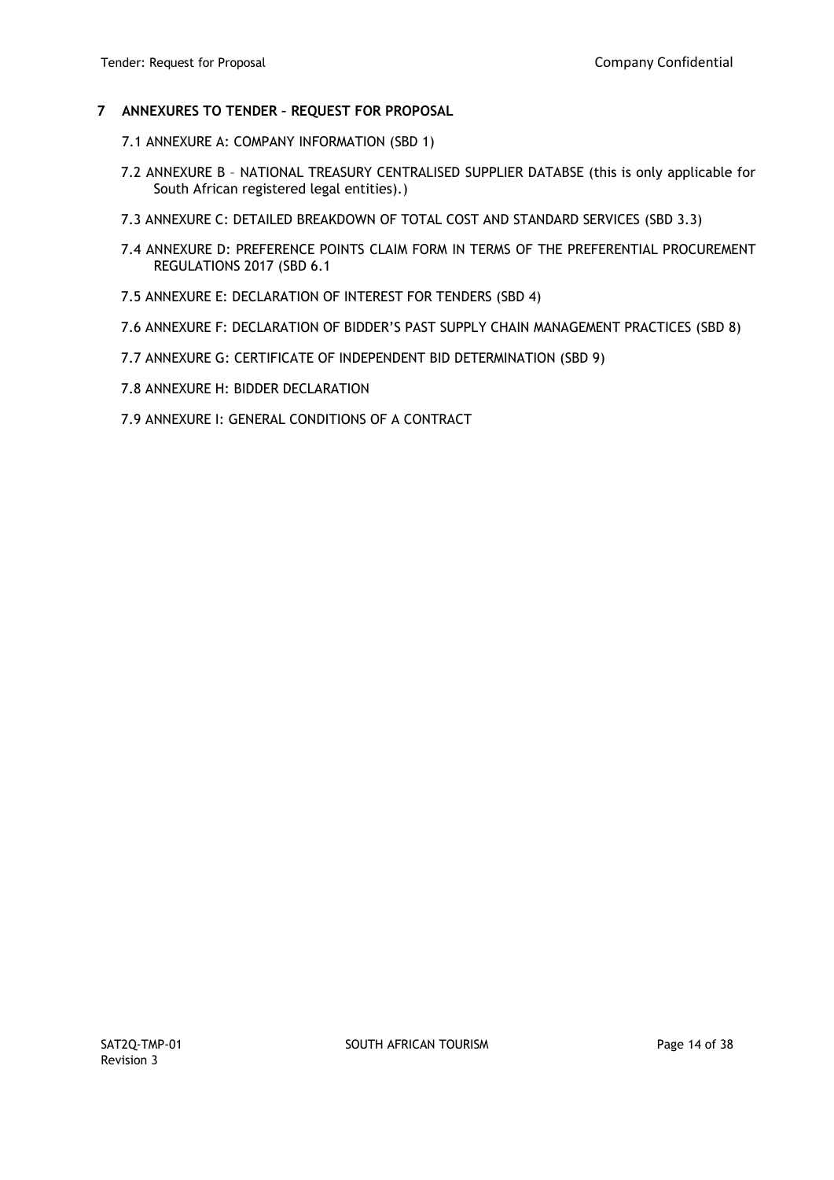## 7 ANNEXURES TO TENDER – REQUEST FOR PROPOSAL

7.1 ANNEXURE A: COMPANY INFORMATION (SBD 1)

7.2 ANNEXURE B – NATIONAL TREASURY CENTRALISED SUPPLIER DATABSE (this is only applicable for South African registered legal entities).)

7.3 ANNEXURE C: DETAILED BREAKDOWN OF TOTAL COST AND STANDARD SERVICES (SBD 3.3)

7.4 ANNEXURE D: PREFERENCE POINTS CLAIM FORM IN TERMS OF THE PREFERENTIAL PROCUREMENT REGULATIONS 2017 (SBD 6.1

7.5 ANNEXURE E: DECLARATION OF INTEREST FOR TENDERS (SBD 4)

7.6 ANNEXURE F: DECLARATION OF BIDDER'S PAST SUPPLY CHAIN MANAGEMENT PRACTICES (SBD 8)

7.7 ANNEXURE G: CERTIFICATE OF INDEPENDENT BID DETERMINATION (SBD 9)

7.8 ANNEXURE H: BIDDER DECLARATION

7.9 ANNEXURE I: GENERAL CONDITIONS OF A CONTRACT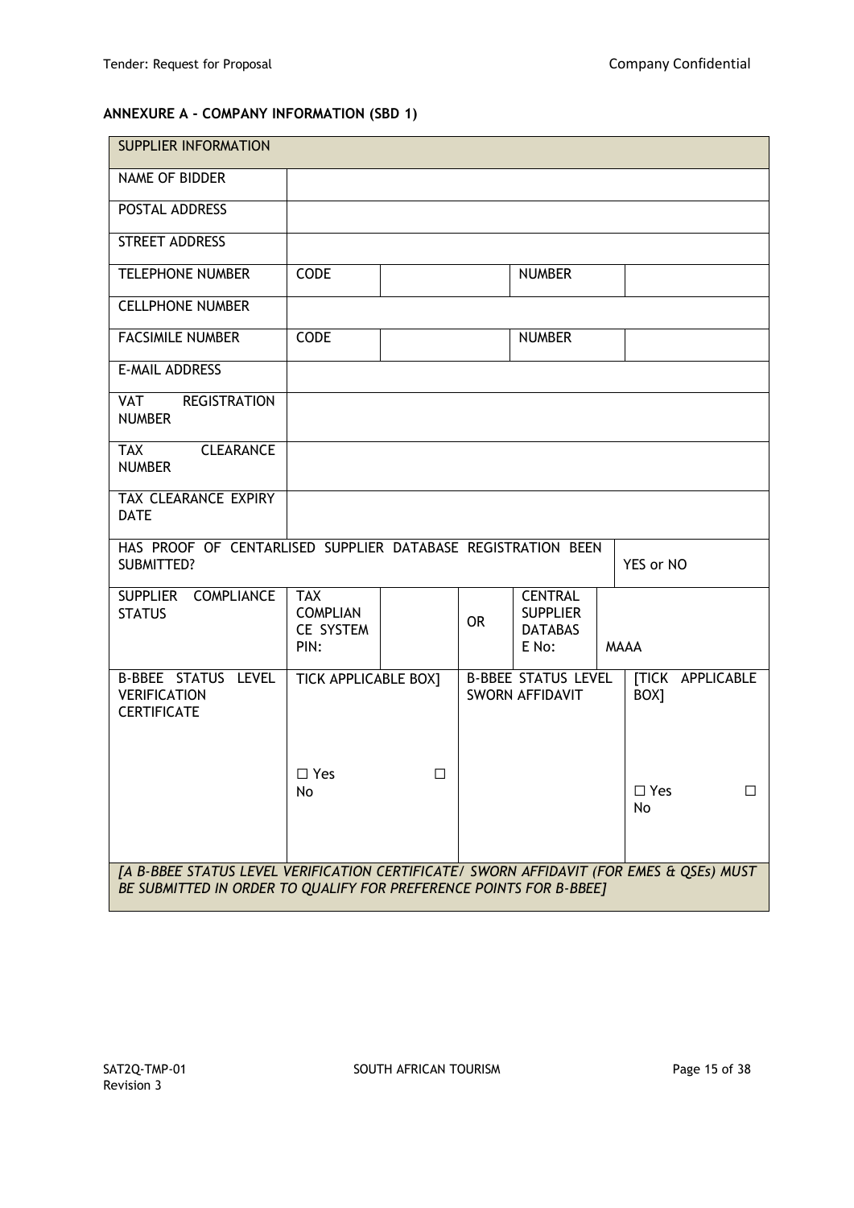**ANNEXURE A - COMPANY INFORMATION (SBD 1)**

| SUPPLIER INFORMATION | | | | | | |
|---|---|---|---|---|---|---|
| NAME OF BIDDER | | | | | | |
| POSTAL ADDRESS | | | | | | |
| STREET ADDRESS | | | | | | |
| TELEPHONE NUMBER | CODE | | | NUMBER | | |
| CELLPHONE NUMBER | | | | | | |
| FACSIMILE NUMBER | CODE | | | NUMBER | | |
| E-MAIL ADDRESS | | | | | | |
| VAT REGISTRATION NUMBER | | | | | | |
| TAX CLEARANCE NUMBER | | | | | | |
| TAX CLEARANCE EXPIRY DATE | | | | | | |
| HAS PROOF OF CENTARLISED SUPPLIER DATABASE REGISTRATION BEEN SUBMITTED? | | | | | | YES or NO |
| SUPPLIER COMPLIANCE STATUS | TAX COMPLIANCE SYSTEM PIN: | | OR | CENTRAL SUPPLIER DATABASE No: | MAAA | |
| B-BBEE STATUS LEVEL VERIFICATION CERTIFICATE | TICK APPLICABLE BOX]<br><br>☐ Yes ☐ No | | B-BBEE STATUS LEVEL SWORN AFFIDAVIT | | | [TICK APPLICABLE BOX]<br><br>☐ Yes ☐ No |
| *[A B-BBEE STATUS LEVEL VERIFICATION CERTIFICATE/ SWORN AFFIDAVIT (FOR EMES & QSEs) MUST BE SUBMITTED IN ORDER TO QUALIFY FOR PREFERENCE POINTS FOR B-BBEE]* | | | | | | |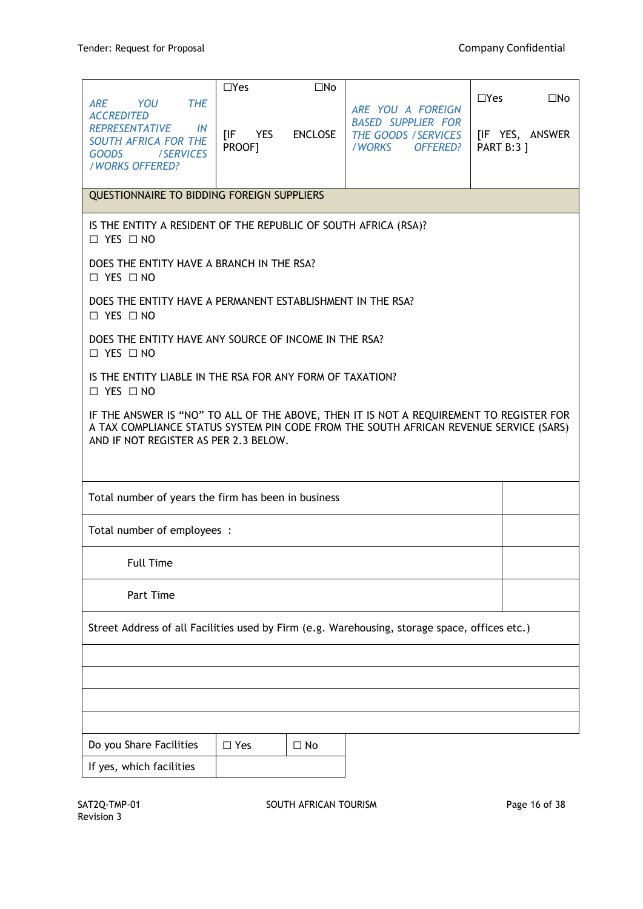| *ARE YOU THE ACCREDITED REPRESENTATIVE IN SOUTH AFRICA FOR THE GOODS /SERVICES /WORKS OFFERED?* | ☐Yes ☐No<br><br>[IF YES ENCLOSE PROOF] | *ARE YOU A FOREIGN BASED SUPPLIER FOR THE GOODS /SERVICES /WORKS OFFERED?* | ☐Yes ☐No<br><br>[IF YES, ANSWER PART B:3 ] |
|---|---|---|---|

**QUESTIONNAIRE TO BIDDING FOREIGN SUPPLIERS**

IS THE ENTITY A RESIDENT OF THE REPUBLIC OF SOUTH AFRICA (RSA)?
☐ YES ☐ NO

DOES THE ENTITY HAVE A BRANCH IN THE RSA?
☐ YES ☐ NO

DOES THE ENTITY HAVE A PERMANENT ESTABLISHMENT IN THE RSA?
☐ YES ☐ NO

DOES THE ENTITY HAVE ANY SOURCE OF INCOME IN THE RSA?
☐ YES ☐ NO

IS THE ENTITY LIABLE IN THE RSA FOR ANY FORM OF TAXATION?
☐ YES ☐ NO

IF THE ANSWER IS "NO" TO ALL OF THE ABOVE, THEN IT IS NOT A REQUIREMENT TO REGISTER FOR A TAX COMPLIANCE STATUS SYSTEM PIN CODE FROM THE SOUTH AFRICAN REVENUE SERVICE (SARS) AND IF NOT REGISTER AS PER 2.3 BELOW.

| Total number of years the firm has been in business | |
|---|---|
| Total number of employees : | |
| Full Time | |
| Part Time | |

| Street Address of all Facilities used by Firm (e.g. Warehousing, storage space, offices etc.) |
|---|
| |
| |
| |
| |

| Do you Share Facilities | ☐ Yes | ☐ No |
|---|---|---|
| If yes, which facilities | | |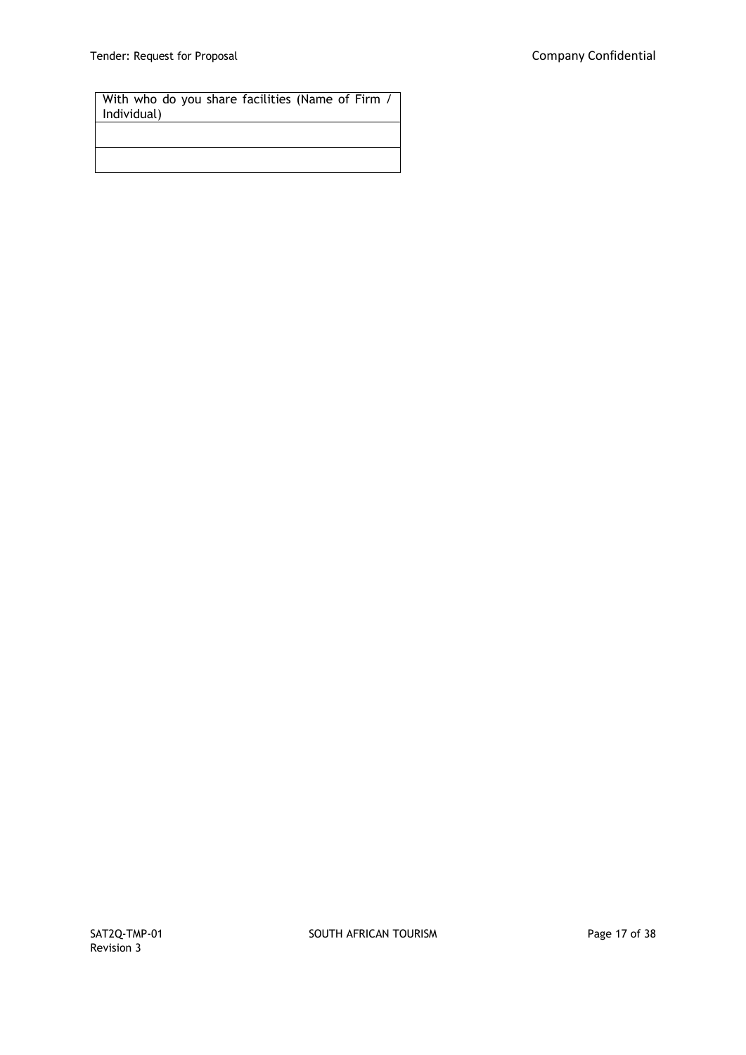| With who do you share facilities (Name of Firm / Individual) |
| --- |
| |
| |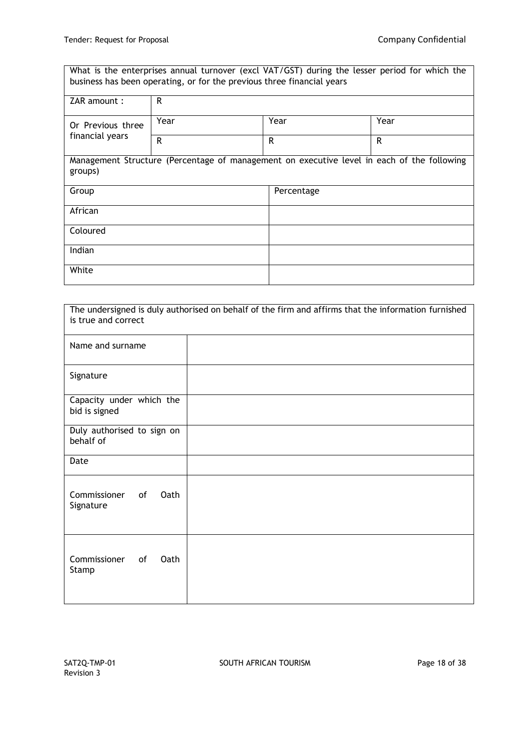| What is the enterprises annual turnover (excl VAT/GST) during the lesser period for which the business has been operating, or for the previous three financial years | | | |
|---|---|---|---|
| ZAR amount : | R | | |
| Or Previous three financial years | Year | Year | Year |
| | R | R | R |

| Management Structure (Percentage of management on executive level in each of the following groups) | |
|---|---|
| Group | Percentage |
| African | |
| Coloured | |
| Indian | |
| White | |

| The undersigned is duly authorised on behalf of the firm and affirms that the information furnished is true and correct | |
|---|---|
| Name and surname | |
| Signature | |
| Capacity under which the bid is signed | |
| Duly authorised to sign on behalf of | |
| Date | |
| Commissioner of Oath Signature | |
| Commissioner of Oath Stamp | |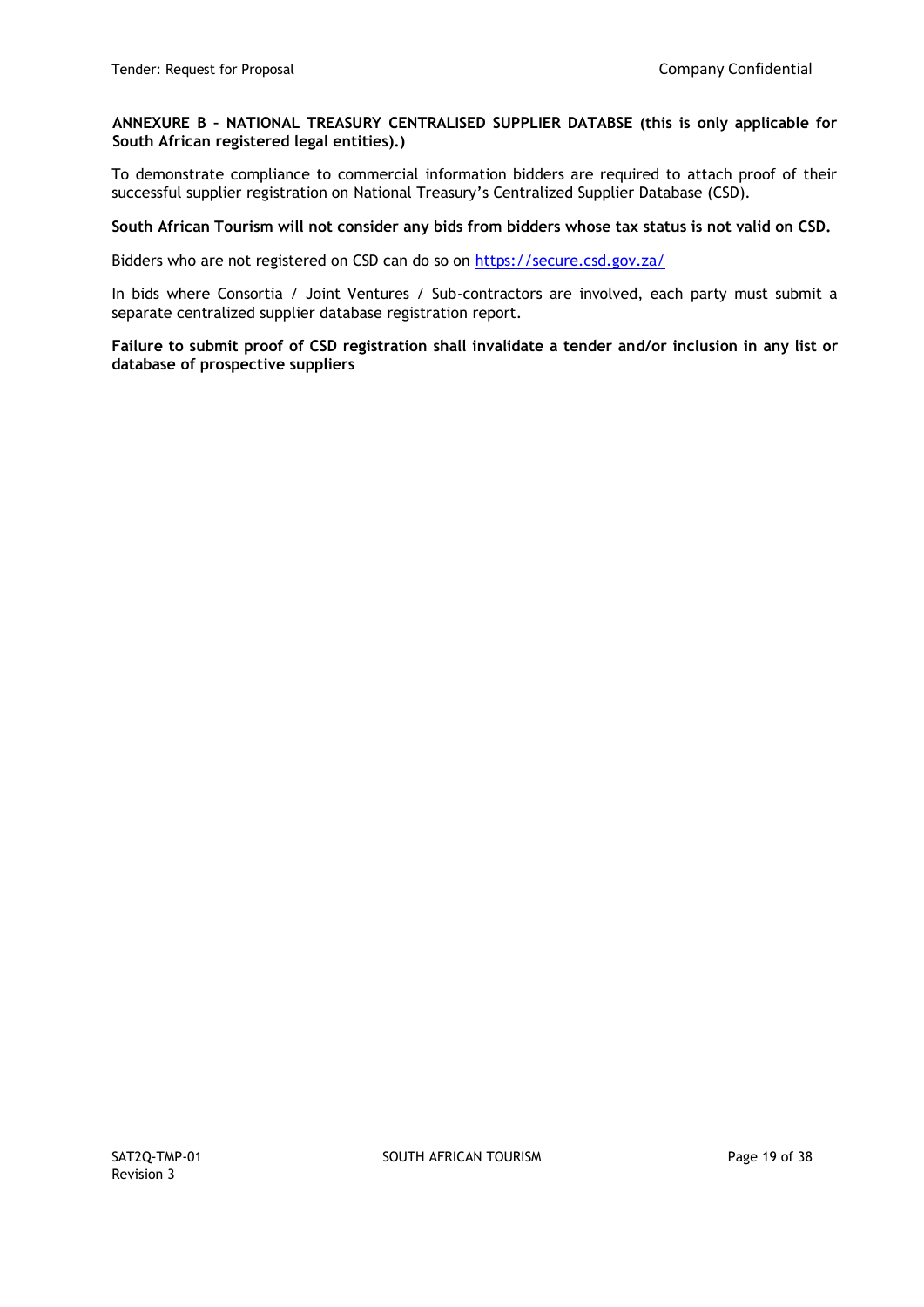**ANNEXURE B – NATIONAL TREASURY CENTRALISED SUPPLIER DATABSE (this is only applicable for South African registered legal entities).)**

To demonstrate compliance to commercial information bidders are required to attach proof of their successful supplier registration on National Treasury's Centralized Supplier Database (CSD).

**South African Tourism will not consider any bids from bidders whose tax status is not valid on CSD.**

Bidders who are not registered on CSD can do so on https://secure.csd.gov.za/

In bids where Consortia / Joint Ventures / Sub-contractors are involved, each party must submit a separate centralized supplier database registration report.

**Failure to submit proof of CSD registration shall invalidate a tender and/or inclusion in any list or database of prospective suppliers**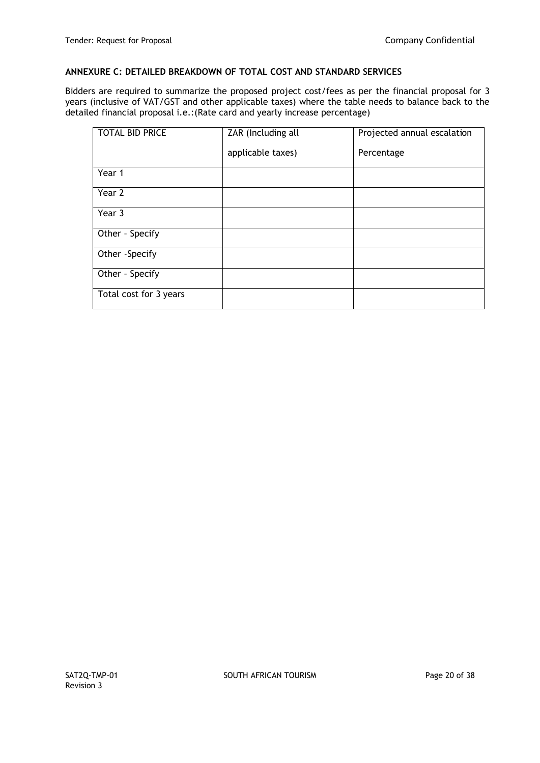**ANNEXURE C: DETAILED BREAKDOWN OF TOTAL COST AND STANDARD SERVICES**

Bidders are required to summarize the proposed project cost/fees as per the financial proposal for 3 years (inclusive of VAT/GST and other applicable taxes) where the table needs to balance back to the detailed financial proposal i.e.:(Rate card and yearly increase percentage)

| TOTAL BID PRICE | ZAR (Including all applicable taxes) | Projected annual escalation Percentage |
|---|---|---|
| Year 1 | | |
| Year 2 | | |
| Year 3 | | |
| Other – Specify | | |
| Other -Specify | | |
| Other – Specify | | |
| Total cost for 3 years | | |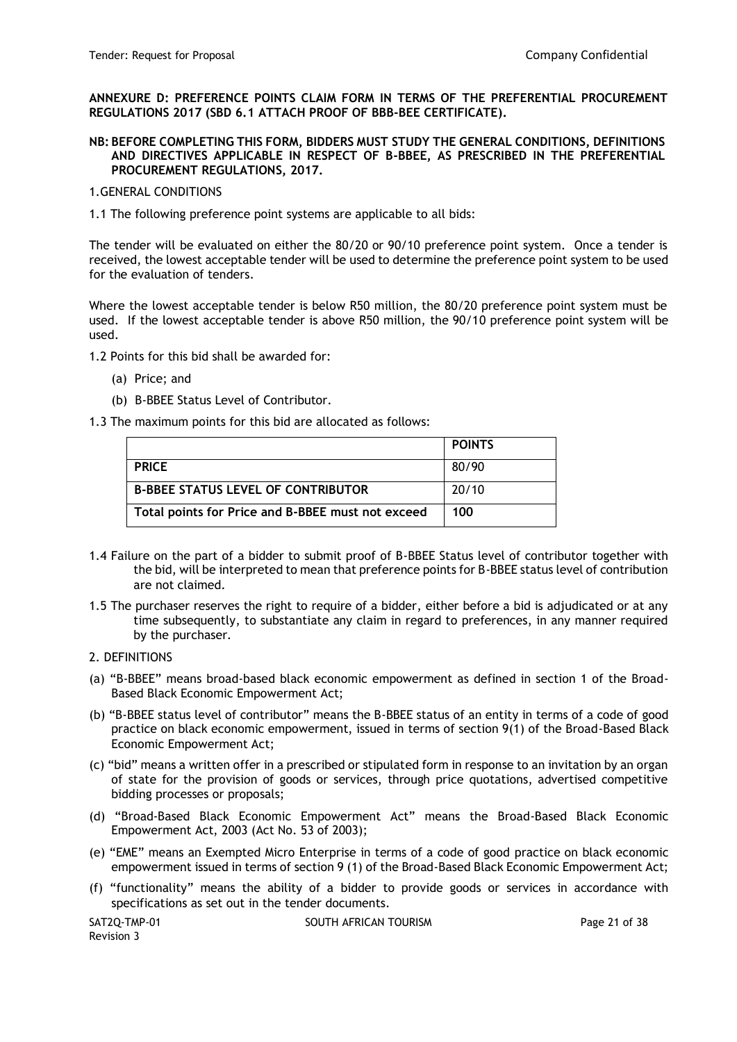**ANNEXURE D: PREFERENCE POINTS CLAIM FORM IN TERMS OF THE PREFERENTIAL PROCUREMENT REGULATIONS 2017 (SBD 6.1 ATTACH PROOF OF BBB-BEE CERTIFICATE).**

**NB: BEFORE COMPLETING THIS FORM, BIDDERS MUST STUDY THE GENERAL CONDITIONS, DEFINITIONS AND DIRECTIVES APPLICABLE IN RESPECT OF B-BBEE, AS PRESCRIBED IN THE PREFERENTIAL PROCUREMENT REGULATIONS, 2017.**

1.GENERAL CONDITIONS

1.1 The following preference point systems are applicable to all bids:

The tender will be evaluated on either the 80/20 or 90/10 preference point system. Once a tender is received, the lowest acceptable tender will be used to determine the preference point system to be used for the evaluation of tenders.

Where the lowest acceptable tender is below R50 million, the 80/20 preference point system must be used. If the lowest acceptable tender is above R50 million, the 90/10 preference point system will be used.

1.2 Points for this bid shall be awarded for:

(a) Price; and

(b) B-BBEE Status Level of Contributor.

1.3 The maximum points for this bid are allocated as follows:

| | **POINTS** |
|---|---|
| **PRICE** | 80/90 |
| **B-BBEE STATUS LEVEL OF CONTRIBUTOR** | 20/10 |
| **Total points for Price and B-BBEE must not exceed** | **100** |

1.4 Failure on the part of a bidder to submit proof of B-BBEE Status level of contributor together with the bid, will be interpreted to mean that preference points for B-BBEE status level of contribution are not claimed.

1.5 The purchaser reserves the right to require of a bidder, either before a bid is adjudicated or at any time subsequently, to substantiate any claim in regard to preferences, in any manner required by the purchaser.

2. DEFINITIONS

(a) "B-BBEE" means broad-based black economic empowerment as defined in section 1 of the Broad-Based Black Economic Empowerment Act;

(b) "B-BBEE status level of contributor" means the B-BBEE status of an entity in terms of a code of good practice on black economic empowerment, issued in terms of section 9(1) of the Broad-Based Black Economic Empowerment Act;

(c) "bid" means a written offer in a prescribed or stipulated form in response to an invitation by an organ of state for the provision of goods or services, through price quotations, advertised competitive bidding processes or proposals;

(d) "Broad-Based Black Economic Empowerment Act" means the Broad-Based Black Economic Empowerment Act, 2003 (Act No. 53 of 2003);

(e) "EME" means an Exempted Micro Enterprise in terms of a code of good practice on black economic empowerment issued in terms of section 9 (1) of the Broad-Based Black Economic Empowerment Act;

(f) "functionality" means the ability of a bidder to provide goods or services in accordance with specifications as set out in the tender documents.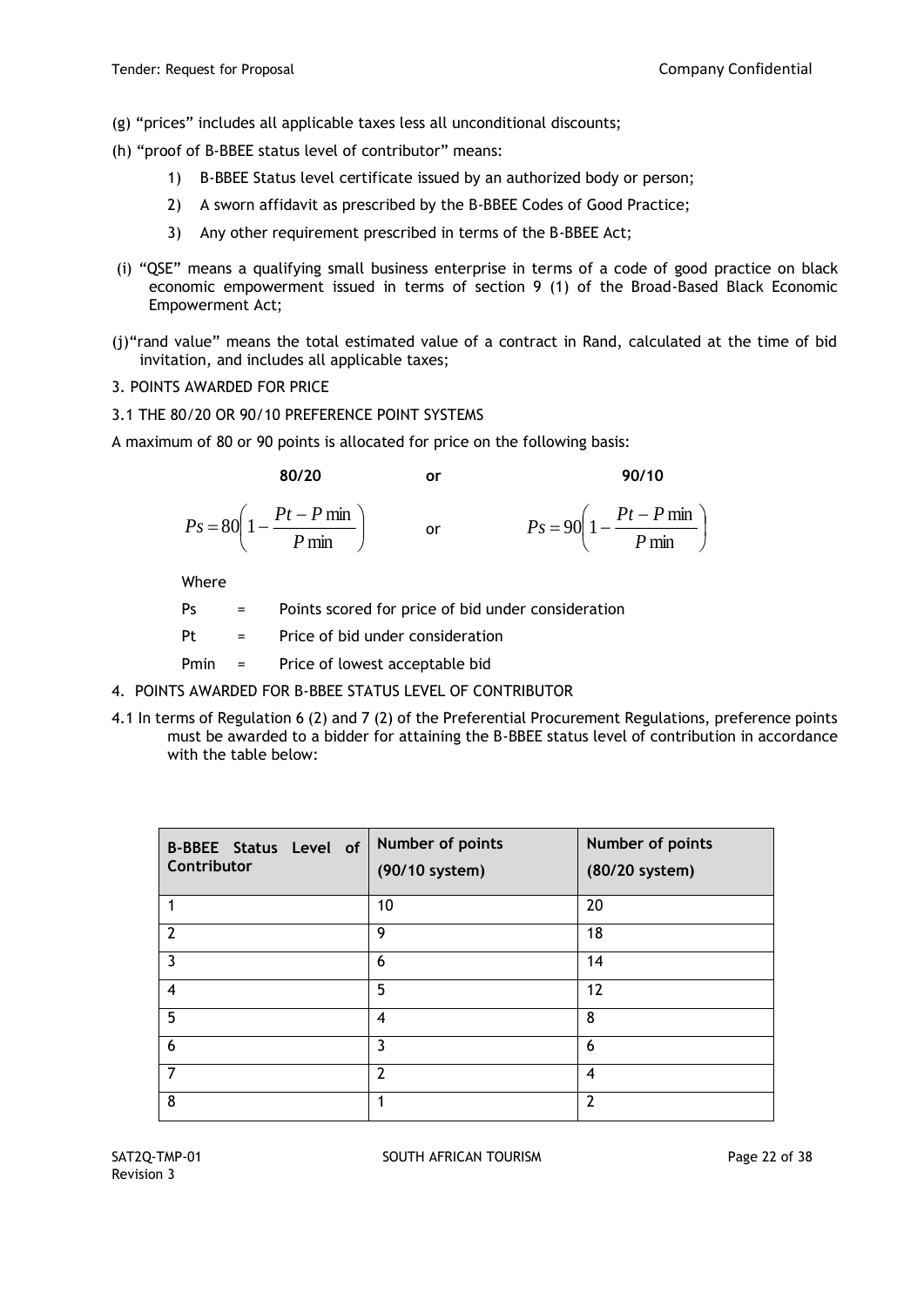(g) “prices” includes all applicable taxes less all unconditional discounts;

(h) “proof of B-BBEE status level of contributor” means:

1) B-BBEE Status level certificate issued by an authorized body or person;
2) A sworn affidavit as prescribed by the B-BBEE Codes of Good Practice;
3) Any other requirement prescribed in terms of the B-BBEE Act;

(i) “QSE” means a qualifying small business enterprise in terms of a code of good practice on black economic empowerment issued in terms of section 9 (1) of the Broad-Based Black Economic Empowerment Act;

(j)“rand value” means the total estimated value of a contract in Rand, calculated at the time of bid invitation, and includes all applicable taxes;

3. POINTS AWARDED FOR PRICE

3.1 THE 80/20 OR 90/10 PREFERENCE POINT SYSTEMS

A maximum of 80 or 90 points is allocated for price on the following basis:

**80/20** **or** **90/10**

$$Ps = 80\left(1 - \frac{Pt - P\min}{P\min}\right) \quad \text{or} \quad Ps = 90\left(1 - \frac{Pt - P\min}{P\min}\right)$$

Where

Ps = Points scored for price of bid under consideration

Pt = Price of bid under consideration

Pmin = Price of lowest acceptable bid

4. POINTS AWARDED FOR B-BBEE STATUS LEVEL OF CONTRIBUTOR

4.1 In terms of Regulation 6 (2) and 7 (2) of the Preferential Procurement Regulations, preference points must be awarded to a bidder for attaining the B-BBEE status level of contribution in accordance with the table below:

| B-BBEE Status Level of Contributor | Number of points (90/10 system) | Number of points (80/20 system) |
|---|---|---|
| 1 | 10 | 20 |
| 2 | 9 | 18 |
| 3 | 6 | 14 |
| 4 | 5 | 12 |
| 5 | 4 | 8 |
| 6 | 3 | 6 |
| 7 | 2 | 4 |
| 8 | 1 | 2 |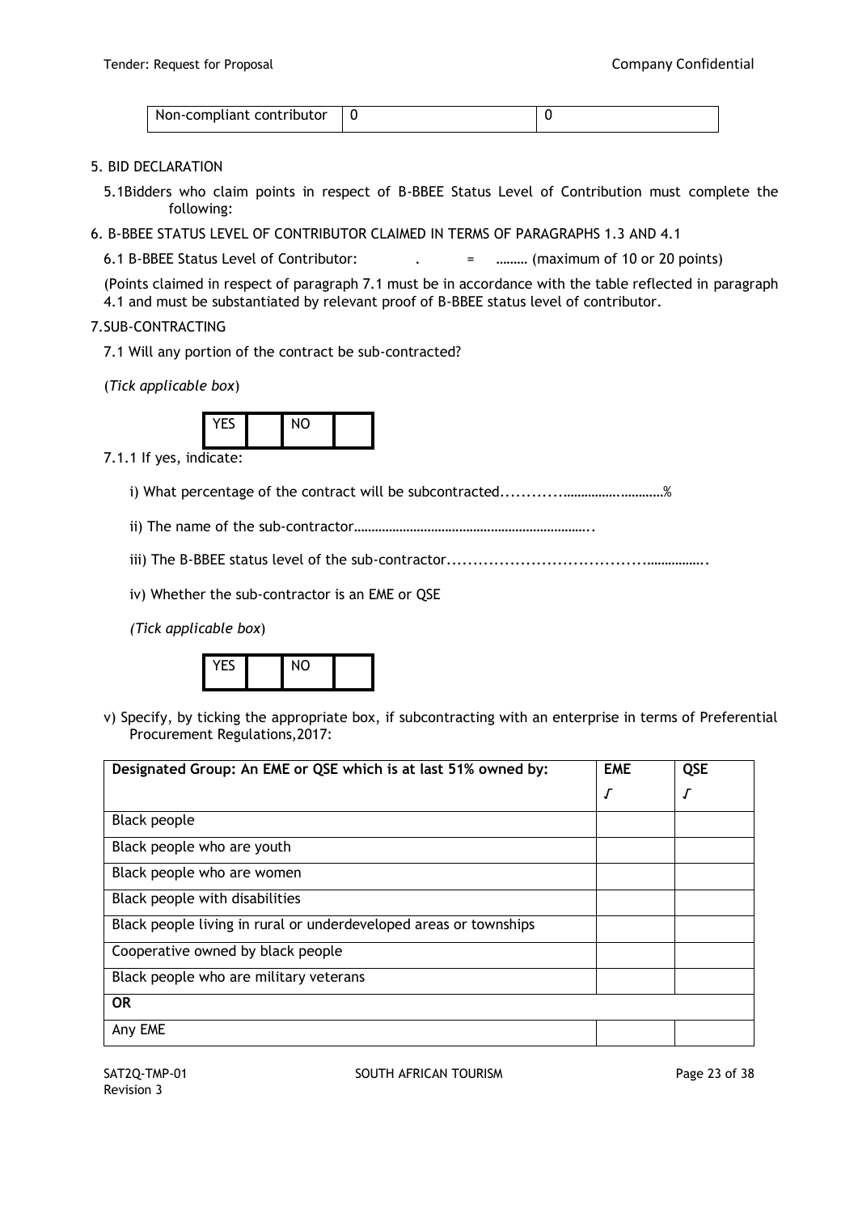| Non-compliant contributor | 0 | 0 |
|---|---|---|

5. BID DECLARATION

5.1Bidders who claim points in respect of B-BBEE Status Level of Contribution must complete the following:

6. B-BBEE STATUS LEVEL OF CONTRIBUTOR CLAIMED IN TERMS OF PARAGRAPHS 1.3 AND 4.1

6.1 B-BBEE Status Level of Contributor: . = ……… (maximum of 10 or 20 points)

(Points claimed in respect of paragraph 7.1 must be in accordance with the table reflected in paragraph 4.1 and must be substantiated by relevant proof of B-BBEE status level of contributor.

7.SUB-CONTRACTING

7.1 Will any portion of the contract be sub-contracted?

(*Tick applicable box*)

| YES | | NO | |
|---|---|---|---|

7.1.1 If yes, indicate:

i) What percentage of the contract will be subcontracted............…………….…………%

ii) The name of the sub-contractor…………………………………………………………..

iii) The B-BBEE status level of the sub-contractor......................................……………..

iv) Whether the sub-contractor is an EME or QSE

*(Tick applicable box*)

| YES | | NO | |
|---|---|---|---|

v) Specify, by ticking the appropriate box, if subcontracting with an enterprise in terms of Preferential Procurement Regulations,2017:

| **Designated Group: An EME or QSE which is at last 51% owned by:** | **EME** | **QSE** |
|---|---|---|
| | √ | √ |
| Black people | | |
| Black people who are youth | | |
| Black people who are women | | |
| Black people with disabilities | | |
| Black people living in rural or underdeveloped areas or townships | | |
| Cooperative owned by black people | | |
| Black people who are military veterans | | |
| **OR** | | |
| Any EME | | |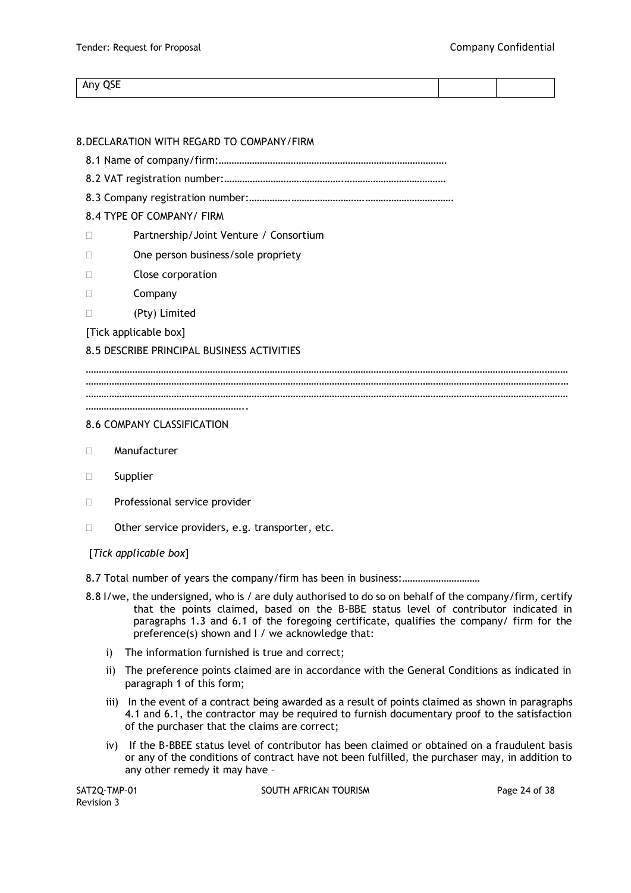| Any QSE | | |
|---|---|---|

8. DECLARATION WITH REGARD TO COMPANY/FIRM

8.1 Name of company/firm:…………………………………………………………………………….

8.2 VAT registration number:……………………………………….…………………………………

8.3 Company registration number:…………….……………………….…………………………….

8.4 TYPE OF COMPANY/ FIRM

- Partnership/Joint Venture / Consortium
- One person business/sole propriety
- Close corporation
- Company
- (Pty) Limited

[Tick applicable box]

8.5 DESCRIBE PRINCIPAL BUSINESS ACTIVITIES

…………………………………………………………………………………………………………………………………………………………
…………………………………………………………………………………………………………………………………………………………
…………………………………………………………………………………………………………………………………………………………
………………………………………………………..

8.6 COMPANY CLASSIFICATION

- Manufacturer
- Supplier
- Professional service provider
- Other service providers, e.g. transporter, etc.

[*Tick applicable box*]

8.7 Total number of years the company/firm has been in business:…………………………

8.8 I/we, the undersigned, who is / are duly authorised to do so on behalf of the company/firm, certify that the points claimed, based on the B-BBE status level of contributor indicated in paragraphs 1.3 and 6.1 of the foregoing certificate, qualifies the company/ firm for the preference(s) shown and I / we acknowledge that:

i) The information furnished is true and correct;

ii) The preference points claimed are in accordance with the General Conditions as indicated in paragraph 1 of this form;

iii) In the event of a contract being awarded as a result of points claimed as shown in paragraphs 4.1 and 6.1, the contractor may be required to furnish documentary proof to the satisfaction of the purchaser that the claims are correct;

iv) If the B-BBEE status level of contributor has been claimed or obtained on a fraudulent basis or any of the conditions of contract have not been fulfilled, the purchaser may, in addition to any other remedy it may have –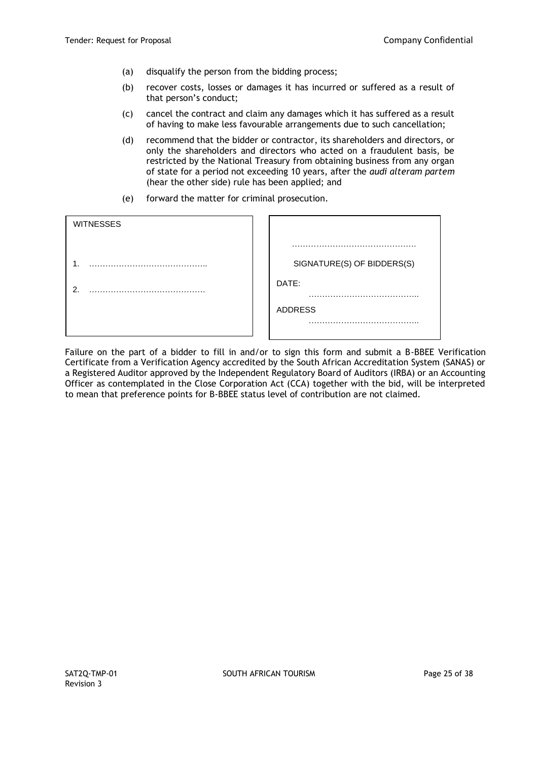(a) disqualify the person from the bidding process;

(b) recover costs, losses or damages it has incurred or suffered as a result of that person's conduct;

(c) cancel the contract and claim any damages which it has suffered as a result of having to make less favourable arrangements due to such cancellation;

(d) recommend that the bidder or contractor, its shareholders and directors, or only the shareholders and directors who acted on a fraudulent basis, be restricted by the National Treasury from obtaining business from any organ of state for a period not exceeding 10 years, after the *audi alteram partem* (hear the other side) rule has been applied; and

(e) forward the matter for criminal prosecution.

| WITNESSES | |
|---|---|
| | ………………………………………. |
| 1. …………………………………….. | SIGNATURE(S) OF BIDDERS(S) |
| 2. ……………………………………. | DATE: ………………………………….. |
| | ADDRESS ………………………………….. |

Failure on the part of a bidder to fill in and/or to sign this form and submit a B-BBEE Verification Certificate from a Verification Agency accredited by the South African Accreditation System (SANAS) or a Registered Auditor approved by the Independent Regulatory Board of Auditors (IRBA) or an Accounting Officer as contemplated in the Close Corporation Act (CCA) together with the bid, will be interpreted to mean that preference points for B-BBEE status level of contribution are not claimed.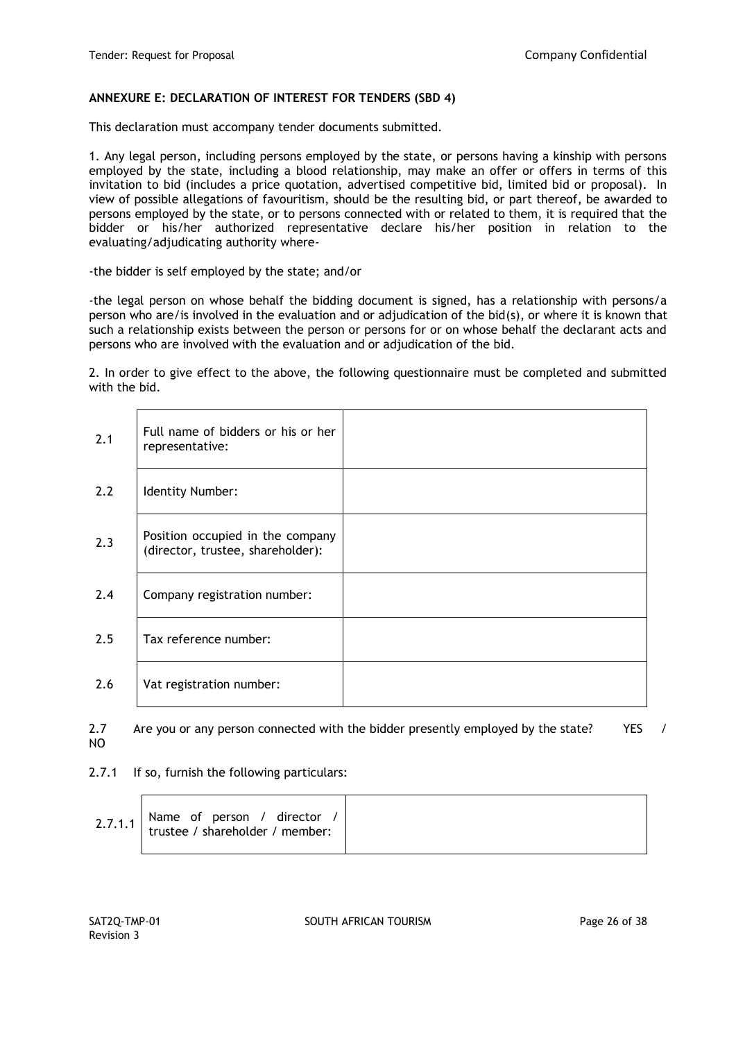**ANNEXURE E: DECLARATION OF INTEREST FOR TENDERS (SBD 4)**

This declaration must accompany tender documents submitted.

1. Any legal person, including persons employed by the state, or persons having a kinship with persons employed by the state, including a blood relationship, may make an offer or offers in terms of this invitation to bid (includes a price quotation, advertised competitive bid, limited bid or proposal). In view of possible allegations of favouritism, should be the resulting bid, or part thereof, be awarded to persons employed by the state, or to persons connected with or related to them, it is required that the bidder or his/her authorized representative declare his/her position in relation to the evaluating/adjudicating authority where-

-the bidder is self employed by the state; and/or

-the legal person on whose behalf the bidding document is signed, has a relationship with persons/a person who are/is involved in the evaluation and or adjudication of the bid(s), or where it is known that such a relationship exists between the person or persons for or on whose behalf the declarant acts and persons who are involved with the evaluation and or adjudication of the bid.

2. In order to give effect to the above, the following questionnaire must be completed and submitted with the bid.

| | | |
|---|---|---|
| 2.1 | Full name of bidders or his or her representative: | |
| 2.2 | Identity Number: | |
| 2.3 | Position occupied in the company (director, trustee, shareholder): | |
| 2.4 | Company registration number: | |
| 2.5 | Tax reference number: | |
| 2.6 | Vat registration number: | |

2.7 Are you or any person connected with the bidder presently employed by the state? YES / NO

2.7.1 If so, furnish the following particulars:

| | | |
|---|---|---|
| 2.7.1.1 | Name of person / director / trustee / shareholder / member: | |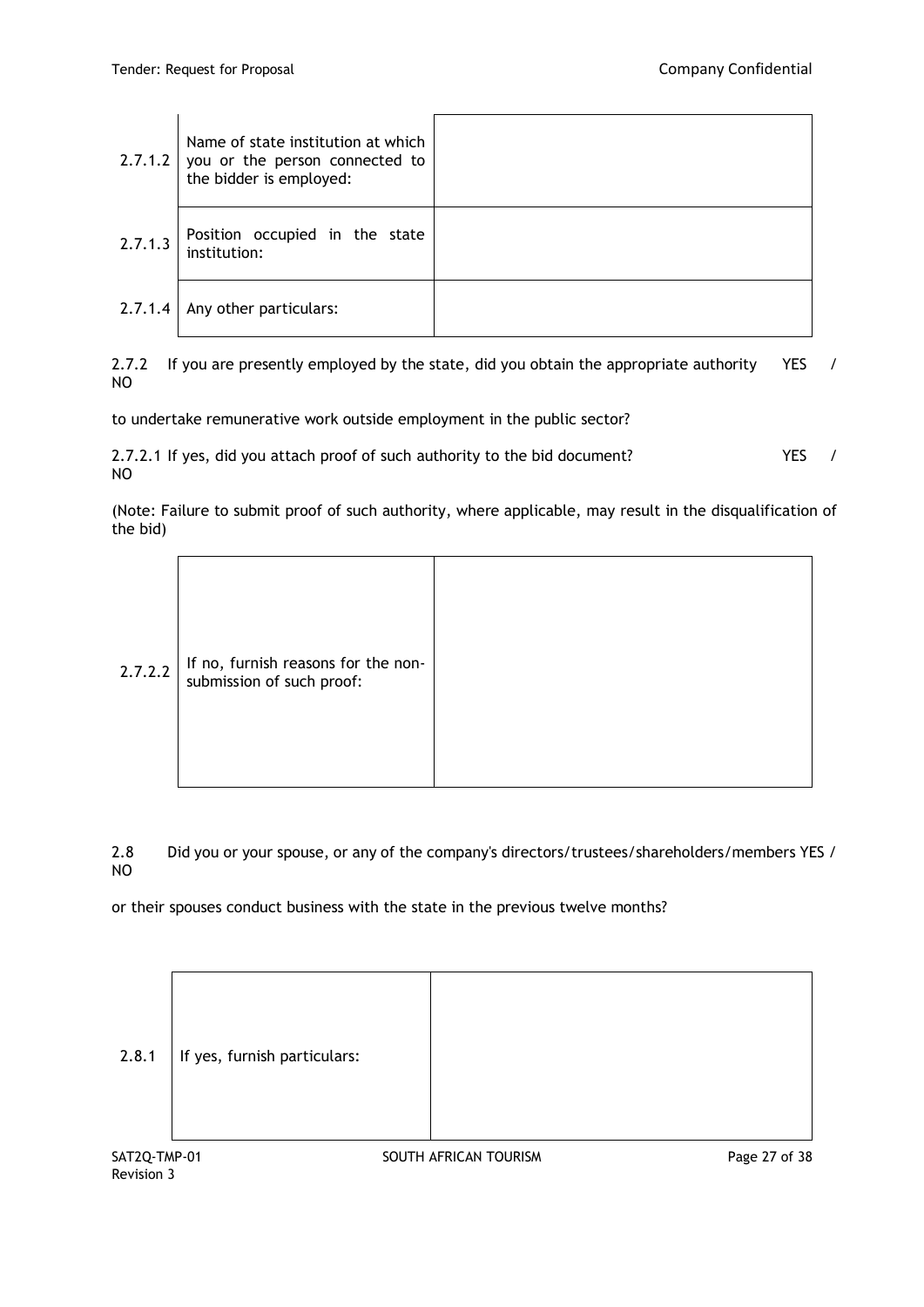| | | |
|---|---|---|
| 2.7.1.2 | Name of state institution at which you or the person connected to the bidder is employed: | |
| 2.7.1.3 | Position occupied in the state institution: | |
| 2.7.1.4 | Any other particulars: | |

2.7.2 If you are presently employed by the state, did you obtain the appropriate authority YES / NO

to undertake remunerative work outside employment in the public sector?

2.7.2.1 If yes, did you attach proof of such authority to the bid document? YES / NO

(Note: Failure to submit proof of such authority, where applicable, may result in the disqualification of the bid)

| | | |
|---|---|---|
| 2.7.2.2 | If no, furnish reasons for the non-submission of such proof: | |

2.8 Did you or your spouse, or any of the company's directors/trustees/shareholders/members YES / NO

or their spouses conduct business with the state in the previous twelve months?

| | | |
|---|---|---|
| 2.8.1 | If yes, furnish particulars: | |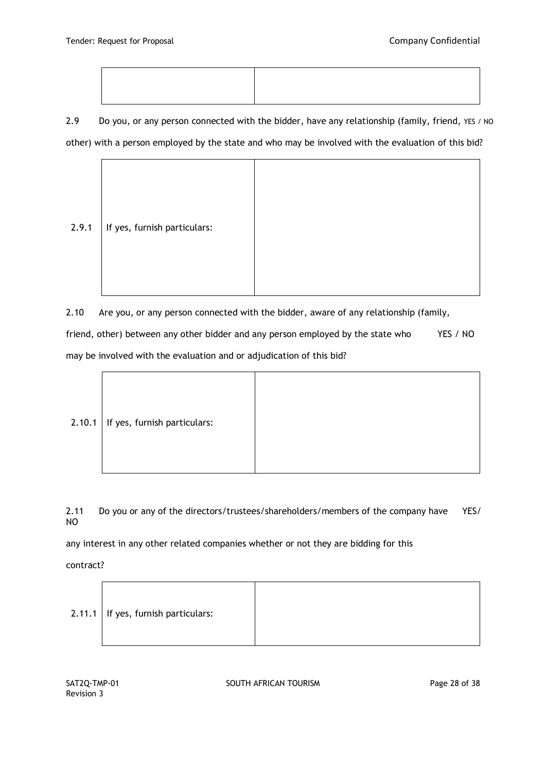| | |
|---|---|
| | |

2.9 Do you, or any person connected with the bidder, have any relationship (family, friend, other) with a person employed by the state and who may be involved with the evaluation of this bid? YES / NO

| | |
|---|---|
| 2.9.1 If yes, furnish particulars: | |

2.10 Are you, or any person connected with the bidder, aware of any relationship (family, friend, other) between any other bidder and any person employed by the state who may be involved with the evaluation and or adjudication of this bid? YES / NO

| | |
|---|---|
| 2.10.1 If yes, furnish particulars: | |

2.11 Do you or any of the directors/trustees/shareholders/members of the company have any interest in any other related companies whether or not they are bidding for this contract? YES/ NO

| | |
|---|---|
| 2.11.1 If yes, furnish particulars: | |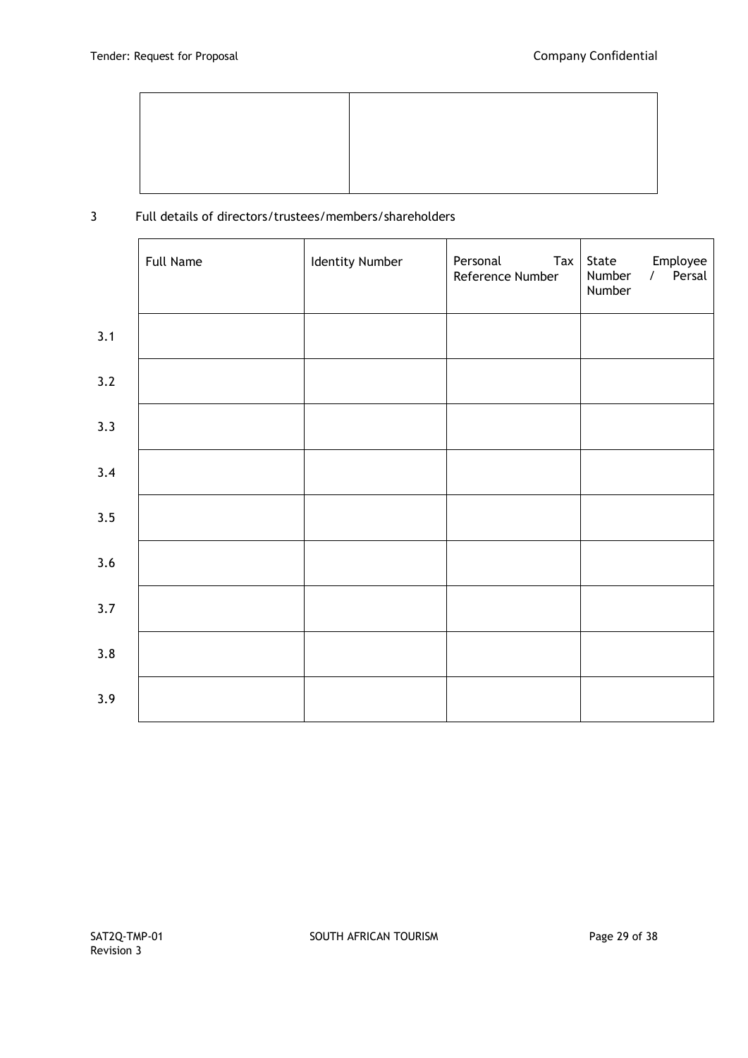| | |
|---|---|
| | |

3 Full details of directors/trustees/members/shareholders

| | Full Name | Identity Number | Personal Tax Reference Number | State Employee Number / Persal Number |
|---|---|---|---|---|
| 3.1 | | | | |
| 3.2 | | | | |
| 3.3 | | | | |
| 3.4 | | | | |
| 3.5 | | | | |
| 3.6 | | | | |
| 3.7 | | | | |
| 3.8 | | | | |
| 3.9 | | | | |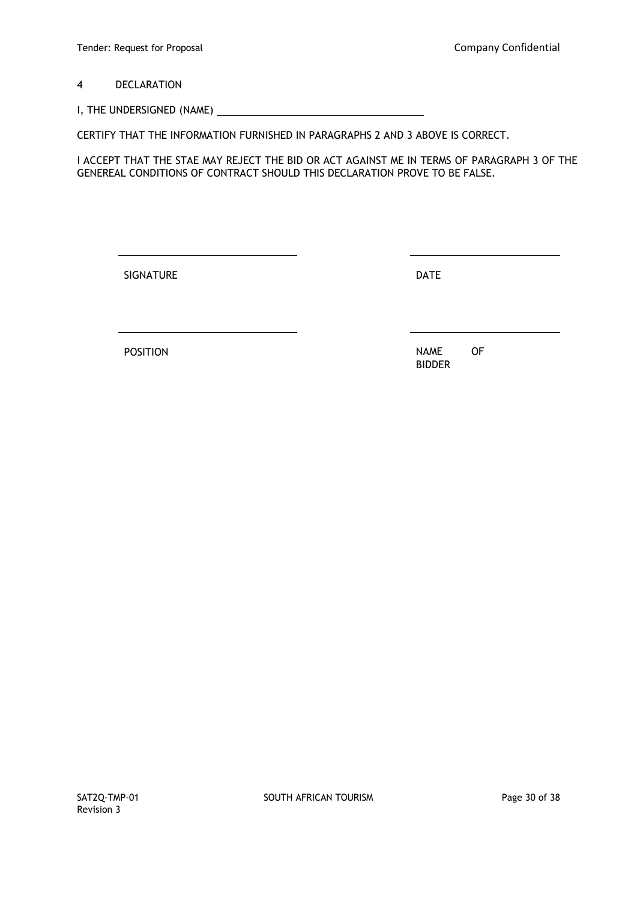## 4 DECLARATION

I, THE UNDERSIGNED (NAME) ____________________________________

CERTIFY THAT THE INFORMATION FURNISHED IN PARAGRAPHS 2 AND 3 ABOVE IS CORRECT.

I ACCEPT THAT THE STAE MAY REJECT THE BID OR ACT AGAINST ME IN TERMS OF PARAGRAPH 3 OF THE GENEREAL CONDITIONS OF CONTRACT SHOULD THIS DECLARATION PROVE TO BE FALSE.

| | |
|---|---|
| ______________________________ | ______________________________ |
| SIGNATURE | DATE |
| ______________________________ | ______________________________ |
| POSITION | NAME OF BIDDER |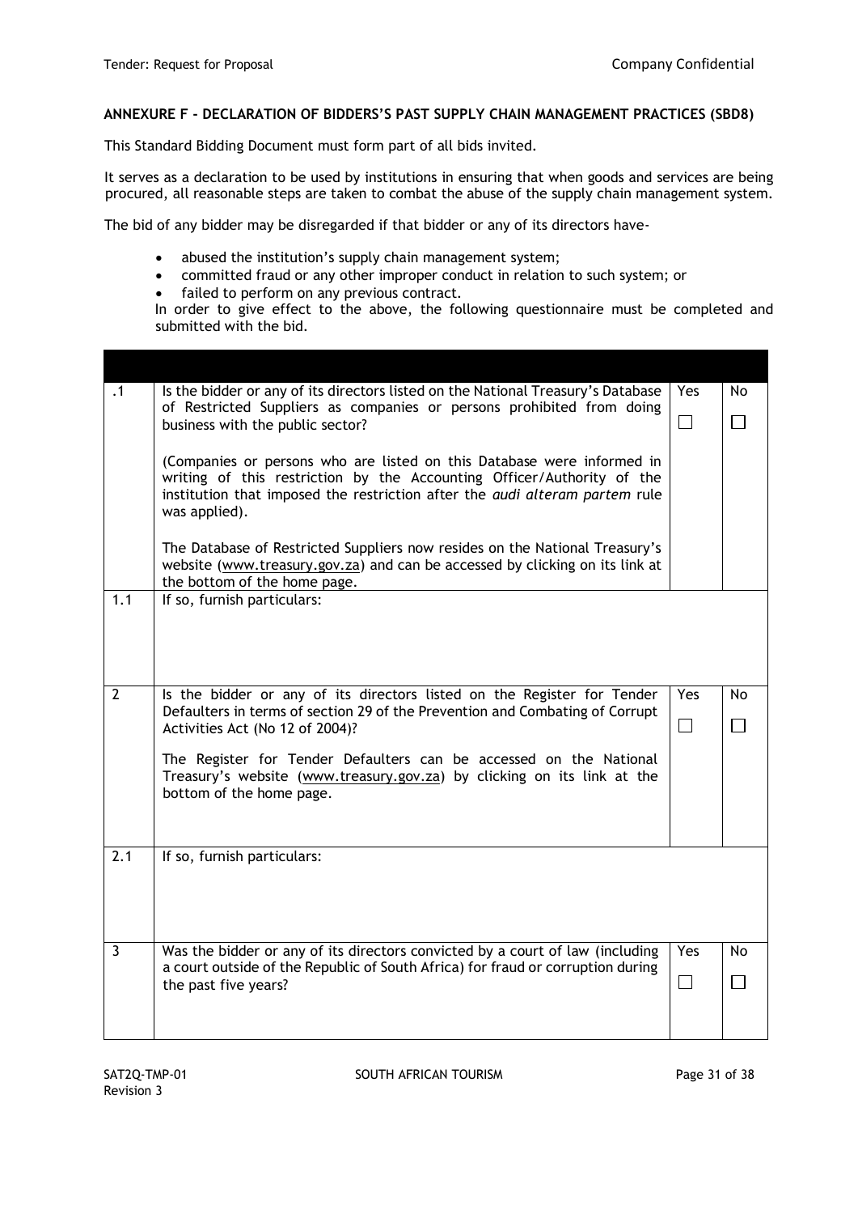**ANNEXURE F - DECLARATION OF BIDDERS'S PAST SUPPLY CHAIN MANAGEMENT PRACTICES (SBD8)**

This Standard Bidding Document must form part of all bids invited.

It serves as a declaration to be used by institutions in ensuring that when goods and services are being procured, all reasonable steps are taken to combat the abuse of the supply chain management system.

The bid of any bidder may be disregarded if that bidder or any of its directors have-

- abused the institution's supply chain management system;
- committed fraud or any other improper conduct in relation to such system; or
- failed to perform on any previous contract.

In order to give effect to the above, the following questionnaire must be completed and submitted with the bid.

| | | | |
|---|---|---|---|
| .1 | Is the bidder or any of its directors listed on the National Treasury's Database of Restricted Suppliers as companies or persons prohibited from doing business with the public sector?<br><br>(Companies or persons who are listed on this Database were informed in writing of this restriction by the Accounting Officer/Authority of the institution that imposed the restriction after the *audi alteram partem* rule was applied).<br><br>The Database of Restricted Suppliers now resides on the National Treasury's website (www.treasury.gov.za) and can be accessed by clicking on its link at the bottom of the home page. | Yes ☐ | No ☐ |
| 1.1 | If so, furnish particulars: | | |
| 2 | Is the bidder or any of its directors listed on the Register for Tender Defaulters in terms of section 29 of the Prevention and Combating of Corrupt Activities Act (No 12 of 2004)?<br><br>The Register for Tender Defaulters can be accessed on the National Treasury's website (www.treasury.gov.za) by clicking on its link at the bottom of the home page. | Yes ☐ | No ☐ |
| 2.1 | If so, furnish particulars: | | |
| 3 | Was the bidder or any of its directors convicted by a court of law (including a court outside of the Republic of South Africa) for fraud or corruption during the past five years? | Yes ☐ | No ☐ |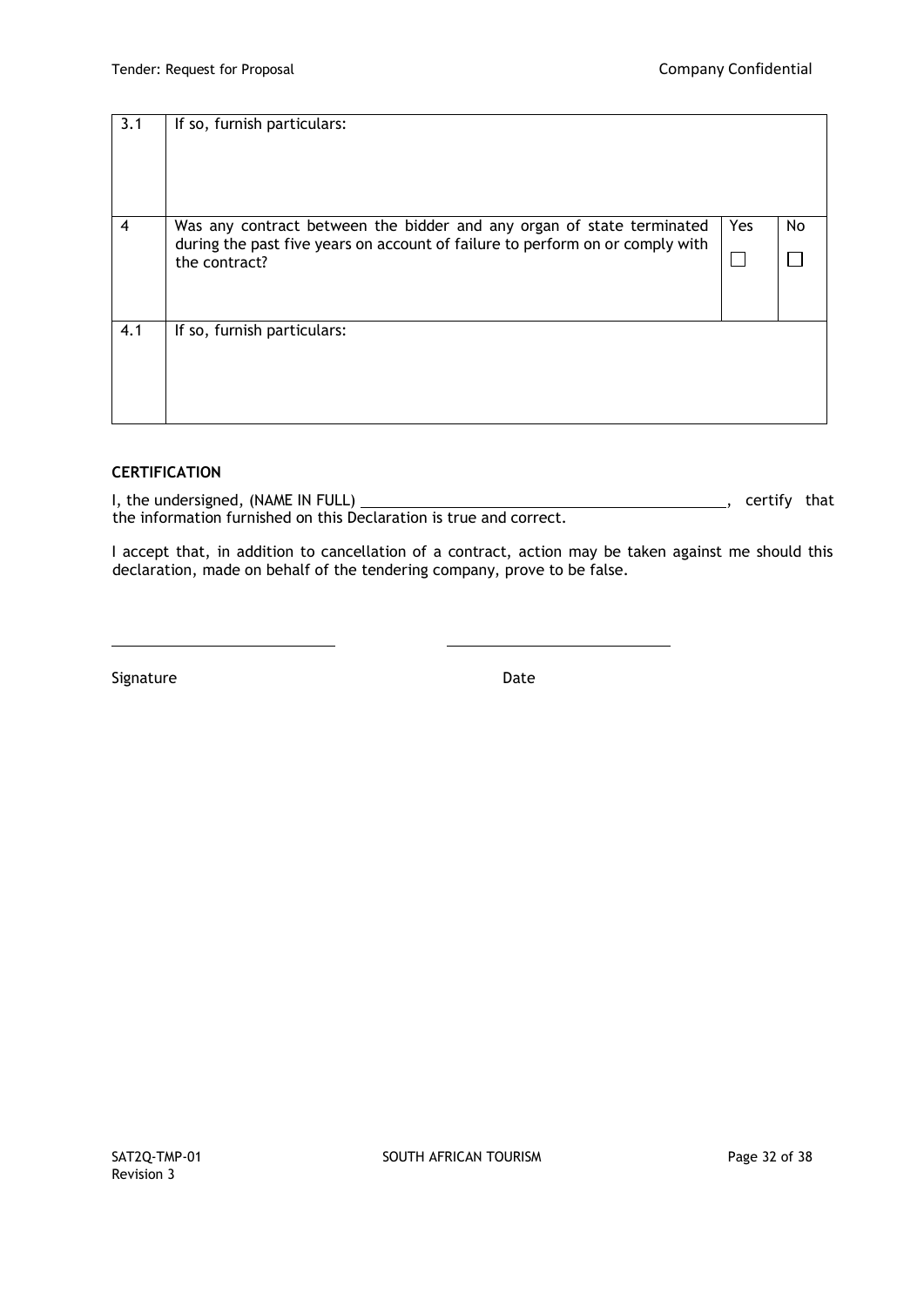| | | | |
|---|---|---|---|
| 3.1 | If so, furnish particulars: | | |
| 4 | Was any contract between the bidder and any organ of state terminated during the past five years on account of failure to perform on or comply with the contract? | Yes ☐ | No ☐ |
| 4.1 | If so, furnish particulars: | | |

**CERTIFICATION**

I, the undersigned, (NAME IN FULL) \_\_\_\_\_\_\_\_\_\_\_\_\_\_\_\_\_\_\_\_\_\_\_\_\_\_\_\_\_\_\_\_\_\_\_\_, certify that the information furnished on this Declaration is true and correct.

I accept that, in addition to cancellation of a contract, action may be taken against me should this declaration, made on behalf of the tendering company, prove to be false.

\_\_\_\_\_\_\_\_\_\_\_\_\_\_\_\_\_\_\_\_\_\_\_\_\_ \_\_\_\_\_\_\_\_\_\_\_\_\_\_\_\_\_\_\_\_\_\_\_\_\_

Signature Date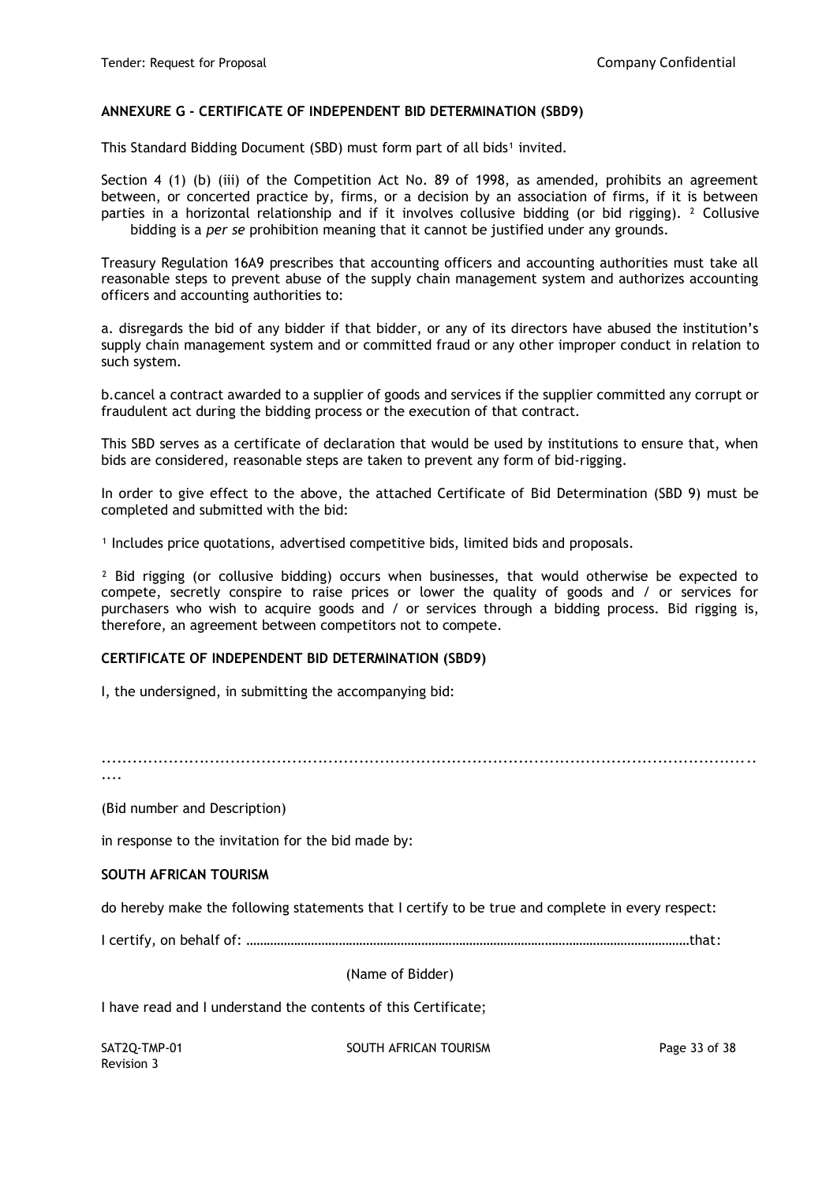**ANNEXURE G - CERTIFICATE OF INDEPENDENT BID DETERMINATION (SBD9)**

This Standard Bidding Document (SBD) must form part of all bids[1] invited.

Section 4 (1) (b) (iii) of the Competition Act No. 89 of 1998, as amended, prohibits an agreement between, or concerted practice by, firms, or a decision by an association of firms, if it is between parties in a horizontal relationship and if it involves collusive bidding (or bid rigging). [2] Collusive bidding is a *per se* prohibition meaning that it cannot be justified under any grounds.

Treasury Regulation 16A9 prescribes that accounting officers and accounting authorities must take all reasonable steps to prevent abuse of the supply chain management system and authorizes accounting officers and accounting authorities to:

a. disregards the bid of any bidder if that bidder, or any of its directors have abused the institution's supply chain management system and or committed fraud or any other improper conduct in relation to such system.

b.cancel a contract awarded to a supplier of goods and services if the supplier committed any corrupt or fraudulent act during the bidding process or the execution of that contract.

This SBD serves as a certificate of declaration that would be used by institutions to ensure that, when bids are considered, reasonable steps are taken to prevent any form of bid-rigging.

In order to give effect to the above, the attached Certificate of Bid Determination (SBD 9) must be completed and submitted with the bid:

[1] Includes price quotations, advertised competitive bids, limited bids and proposals.

[2] Bid rigging (or collusive bidding) occurs when businesses, that would otherwise be expected to compete, secretly conspire to raise prices or lower the quality of goods and / or services for purchasers who wish to acquire goods and / or services through a bidding process. Bid rigging is, therefore, an agreement between competitors not to compete.

**CERTIFICATE OF INDEPENDENT BID DETERMINATION (SBD9)**

I, the undersigned, in submitting the accompanying bid:

......................................................................................................................
....

(Bid number and Description)

in response to the invitation for the bid made by:

**SOUTH AFRICAN TOURISM**

do hereby make the following statements that I certify to be true and complete in every respect:

I certify, on behalf of: ……………………………………………………………………………………………………………………that:

(Name of Bidder)

I have read and I understand the contents of this Certificate;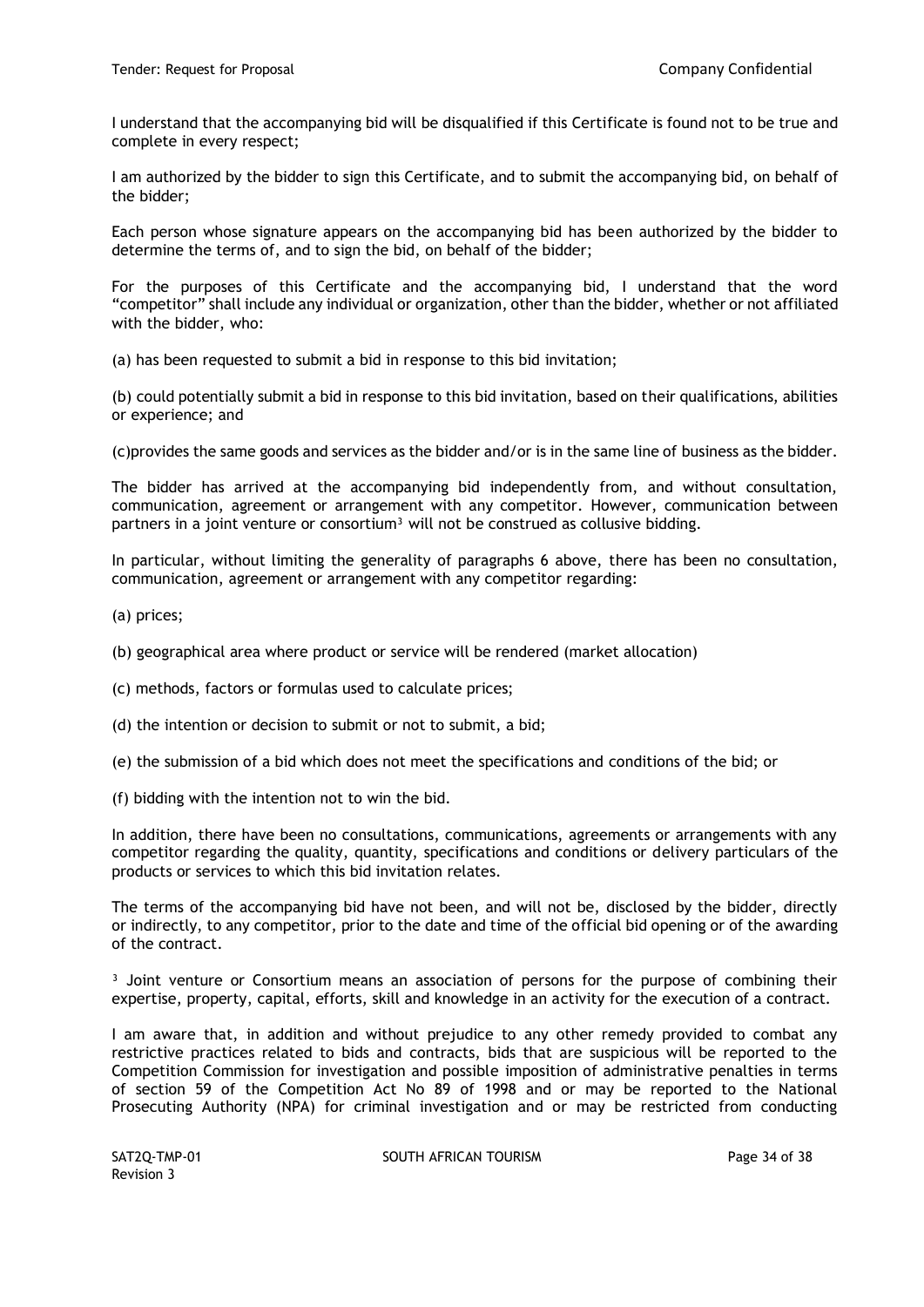I understand that the accompanying bid will be disqualified if this Certificate is found not to be true and complete in every respect;

I am authorized by the bidder to sign this Certificate, and to submit the accompanying bid, on behalf of the bidder;

Each person whose signature appears on the accompanying bid has been authorized by the bidder to determine the terms of, and to sign the bid, on behalf of the bidder;

For the purposes of this Certificate and the accompanying bid, I understand that the word "competitor" shall include any individual or organization, other than the bidder, whether or not affiliated with the bidder, who:

(a) has been requested to submit a bid in response to this bid invitation;

(b) could potentially submit a bid in response to this bid invitation, based on their qualifications, abilities or experience; and

(c)provides the same goods and services as the bidder and/or is in the same line of business as the bidder.

The bidder has arrived at the accompanying bid independently from, and without consultation, communication, agreement or arrangement with any competitor. However, communication between partners in a joint venture or consortium[3] will not be construed as collusive bidding.

In particular, without limiting the generality of paragraphs 6 above, there has been no consultation, communication, agreement or arrangement with any competitor regarding:

(a) prices;

(b) geographical area where product or service will be rendered (market allocation)

(c) methods, factors or formulas used to calculate prices;

(d) the intention or decision to submit or not to submit, a bid;

(e) the submission of a bid which does not meet the specifications and conditions of the bid; or

(f) bidding with the intention not to win the bid.

In addition, there have been no consultations, communications, agreements or arrangements with any competitor regarding the quality, quantity, specifications and conditions or delivery particulars of the products or services to which this bid invitation relates.

The terms of the accompanying bid have not been, and will not be, disclosed by the bidder, directly or indirectly, to any competitor, prior to the date and time of the official bid opening or of the awarding of the contract.

[3] Joint venture or Consortium means an association of persons for the purpose of combining their expertise, property, capital, efforts, skill and knowledge in an activity for the execution of a contract.

I am aware that, in addition and without prejudice to any other remedy provided to combat any restrictive practices related to bids and contracts, bids that are suspicious will be reported to the Competition Commission for investigation and possible imposition of administrative penalties in terms of section 59 of the Competition Act No 89 of 1998 and or may be reported to the National Prosecuting Authority (NPA) for criminal investigation and or may be restricted from conducting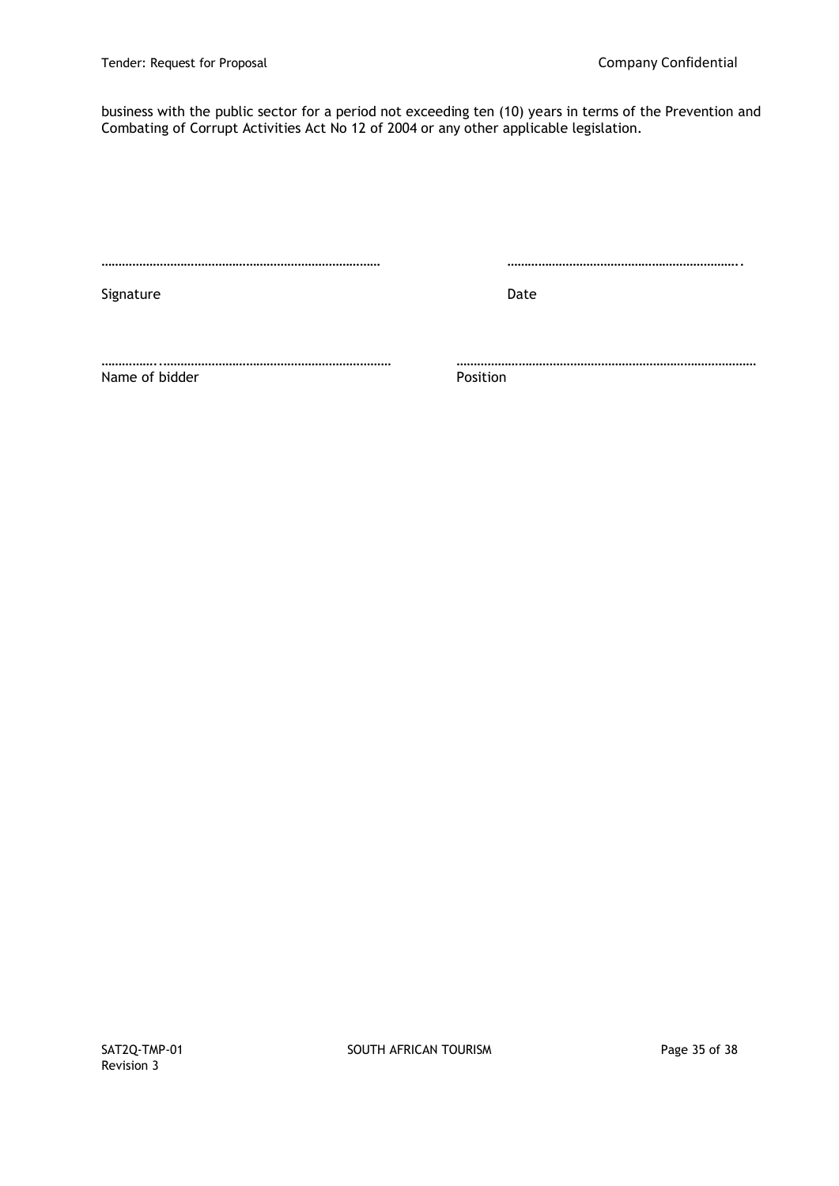business with the public sector for a period not exceeding ten (10) years in terms of the Prevention and Combating of Corrupt Activities Act No 12 of 2004 or any other applicable legislation.

………………………………………………………………………… ……………………………………………………………..

Signature Date

……………..…………………………………………………………… ……………………………………………………………………………

Name of bidder Position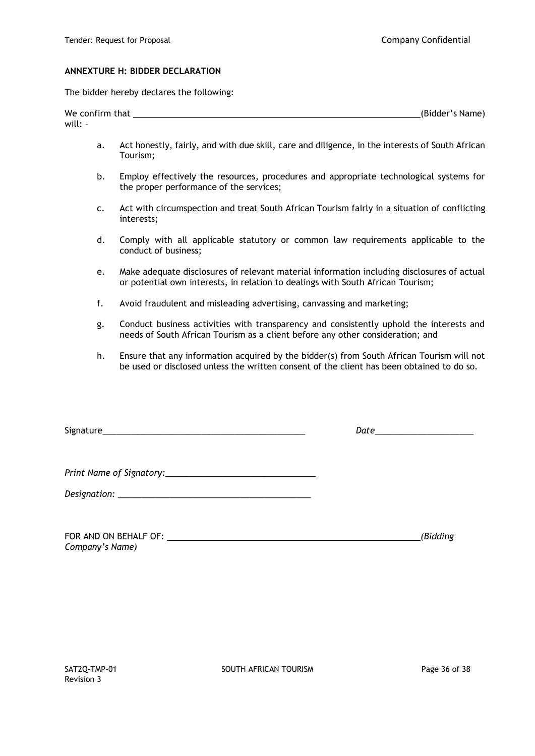**ANNEXTURE H: BIDDER DECLARATION**

The bidder hereby declares the following:

We confirm that ________________________________________________________________(Bidder's Name) will: –

a. Act honestly, fairly, and with due skill, care and diligence, in the interests of South African Tourism;

b. Employ effectively the resources, procedures and appropriate technological systems for the proper performance of the services;

c. Act with circumspection and treat South African Tourism fairly in a situation of conflicting interests;

d. Comply with all applicable statutory or common law requirements applicable to the conduct of business;

e. Make adequate disclosures of relevant material information including disclosures of actual or potential own interests, in relation to dealings with South African Tourism;

f. Avoid fraudulent and misleading advertising, canvassing and marketing;

g. Conduct business activities with transparency and consistently uphold the interests and needs of South African Tourism as a client before any other consideration; and

h. Ensure that any information acquired by the bidder(s) from South African Tourism will not be used or disclosed unless the written consent of the client has been obtained to do so.

Signature____________________________________________ *Date*_____________________

*Print Name of Signatory:*________________________________

*Designation:* __________________________________________

FOR AND ON BEHALF OF: ________________________________________________________*(Bidding Company's Name)*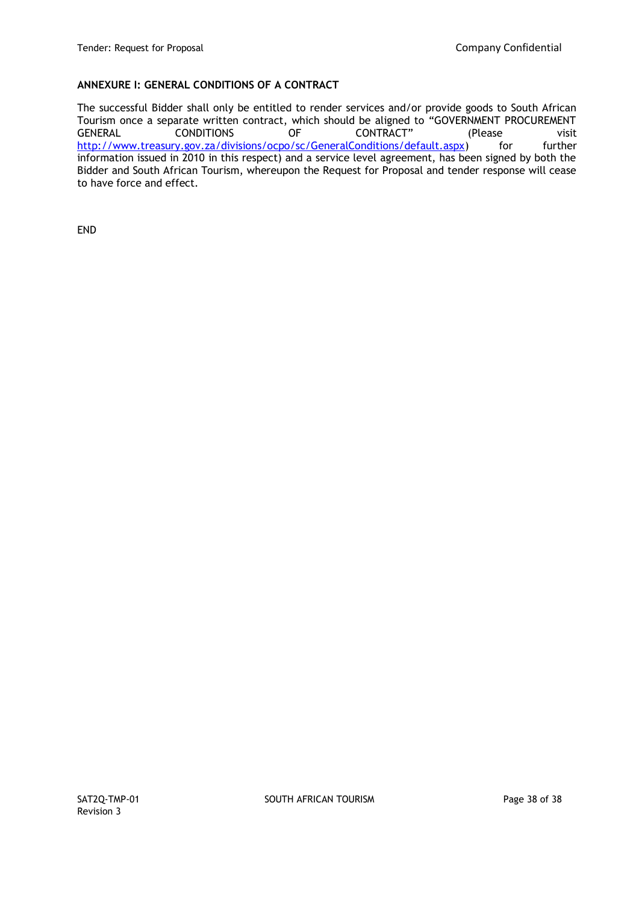**ANNEXURE I: GENERAL CONDITIONS OF A CONTRACT**

The successful Bidder shall only be entitled to render services and/or provide goods to South African Tourism once a separate written contract, which should be aligned to "GOVERNMENT PROCUREMENT GENERAL CONDITIONS OF CONTRACT" (Please visit http://www.treasury.gov.za/divisions/ocpo/sc/GeneralConditions/default.aspx) for further information issued in 2010 in this respect) and a service level agreement, has been signed by both the Bidder and South African Tourism, whereupon the Request for Proposal and tender response will cease to have force and effect.

END